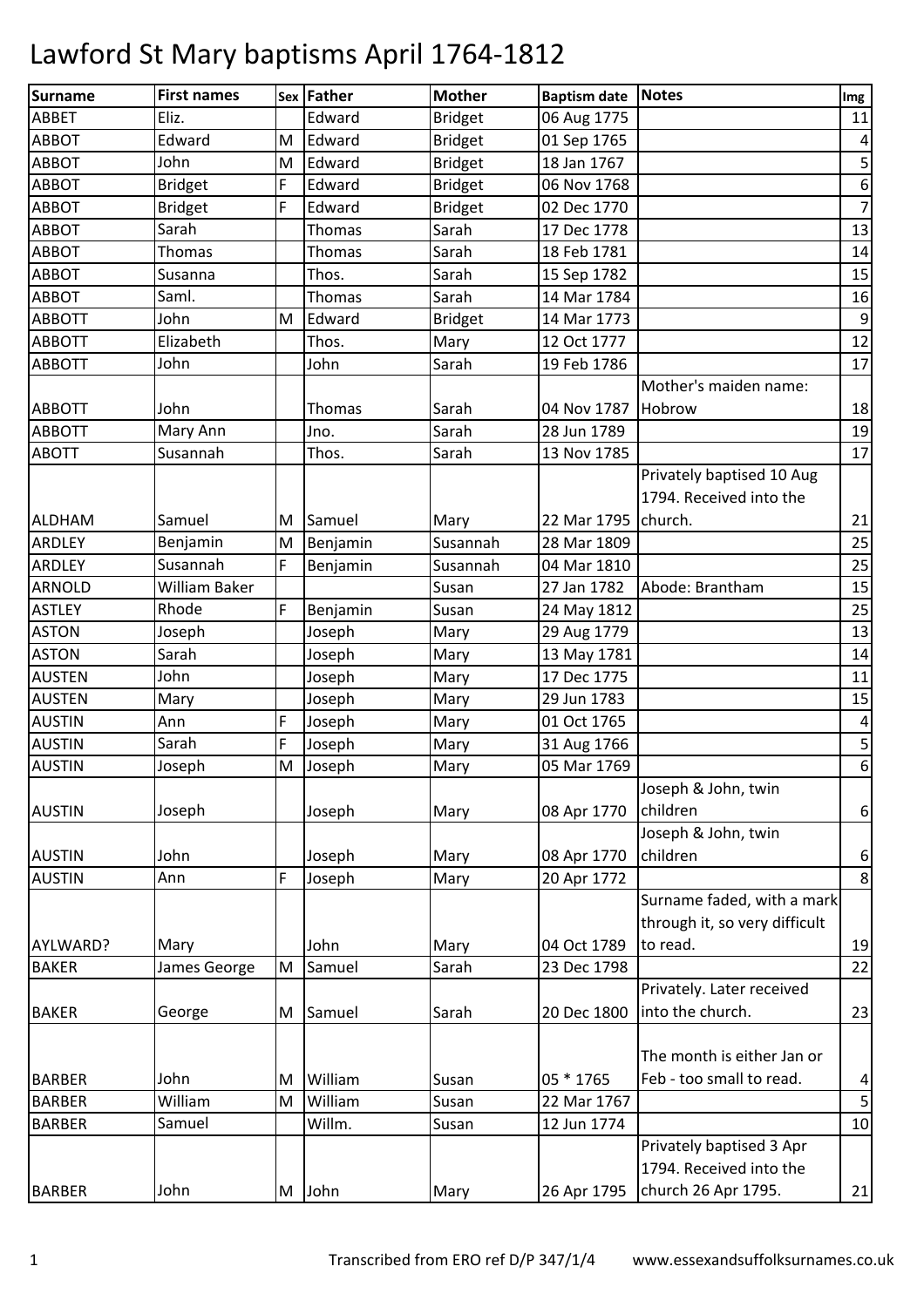# Lawford St Mary baptisms April 1764-1812

| Surname | First names | Sex | Father | Mother | Baptism date | Notes | Img |
|---|---|---|---|---|---|---|---|
| ABBET | Eliz. | | Edward | Bridget | 06 Aug 1775 | | 11 |
| ABBOT | Edward | M | Edward | Bridget | 01 Sep 1765 | | 4 |
| ABBOT | John | M | Edward | Bridget | 18 Jan 1767 | | 5 |
| ABBOT | Bridget | F | Edward | Bridget | 06 Nov 1768 | | 6 |
| ABBOT | Bridget | F | Edward | Bridget | 02 Dec 1770 | | 7 |
| ABBOT | Sarah | | Thomas | Sarah | 17 Dec 1778 | | 13 |
| ABBOT | Thomas | | Thomas | Sarah | 18 Feb 1781 | | 14 |
| ABBOT | Susanna | | Thos. | Sarah | 15 Sep 1782 | | 15 |
| ABBOT | Saml. | | Thomas | Sarah | 14 Mar 1784 | | 16 |
| ABBOTT | John | M | Edward | Bridget | 14 Mar 1773 | | 9 |
| ABBOTT | Elizabeth | | Thos. | Mary | 12 Oct 1777 | | 12 |
| ABBOTT | John | | John | Sarah | 19 Feb 1786 | | 17 |
| ABBOTT | John | | Thomas | Sarah | 04 Nov 1787 | Mother's maiden name: Hobrow | 18 |
| ABBOTT | Mary Ann | | Jno. | Sarah | 28 Jun 1789 | | 19 |
| ABOTT | Susannah | | Thos. | Sarah | 13 Nov 1785 | | 17 |
| ALDHAM | Samuel | M | Samuel | Mary | 22 Mar 1795 | Privately baptised 10 Aug 1794. Received into the church. | 21 |
| ARDLEY | Benjamin | M | Benjamin | Susannah | 28 Mar 1809 | | 25 |
| ARDLEY | Susannah | F | Benjamin | Susannah | 04 Mar 1810 | | 25 |
| ARNOLD | William Baker | | | Susan | 27 Jan 1782 | Abode: Brantham | 15 |
| ASTLEY | Rhode | F | Benjamin | Susan | 24 May 1812 | | 25 |
| ASTON | Joseph | | Joseph | Mary | 29 Aug 1779 | | 13 |
| ASTON | Sarah | | Joseph | Mary | 13 May 1781 | | 14 |
| AUSTEN | John | | Joseph | Mary | 17 Dec 1775 | | 11 |
| AUSTEN | Mary | | Joseph | Mary | 29 Jun 1783 | | 15 |
| AUSTIN | Ann | F | Joseph | Mary | 01 Oct 1765 | | 4 |
| AUSTIN | Sarah | F | Joseph | Mary | 31 Aug 1766 | | 5 |
| AUSTIN | Joseph | M | Joseph | Mary | 05 Mar 1769 | | 6 |
| AUSTIN | Joseph | | Joseph | Mary | 08 Apr 1770 | Joseph & John, twin children | 6 |
| AUSTIN | John | | Joseph | Mary | 08 Apr 1770 | Joseph & John, twin children | 6 |
| AUSTIN | Ann | F | Joseph | Mary | 20 Apr 1772 | | 8 |
| AYLWARD? | Mary | | John | Mary | 04 Oct 1789 | Surname faded, with a mark through it, so very difficult to read. | 19 |
| BAKER | James George | M | Samuel | Sarah | 23 Dec 1798 | | 22 |
| BAKER | George | M | Samuel | Sarah | 20 Dec 1800 | Privately. Later received into the church. | 23 |
| BARBER | John | M | William | Susan | 05 * 1765 | The month is either Jan or Feb - too small to read. | 4 |
| BARBER | William | M | William | Susan | 22 Mar 1767 | | 5 |
| BARBER | Samuel | | Willm. | Susan | 12 Jun 1774 | | 10 |
| BARBER | John | M | John | Mary | 26 Apr 1795 | Privately baptised 3 Apr 1794. Received into the church 26 Apr 1795. | 21 |

Transcribed from ERO ref D/P 347/1/4 www.essexandsuffolksurnames.co.uk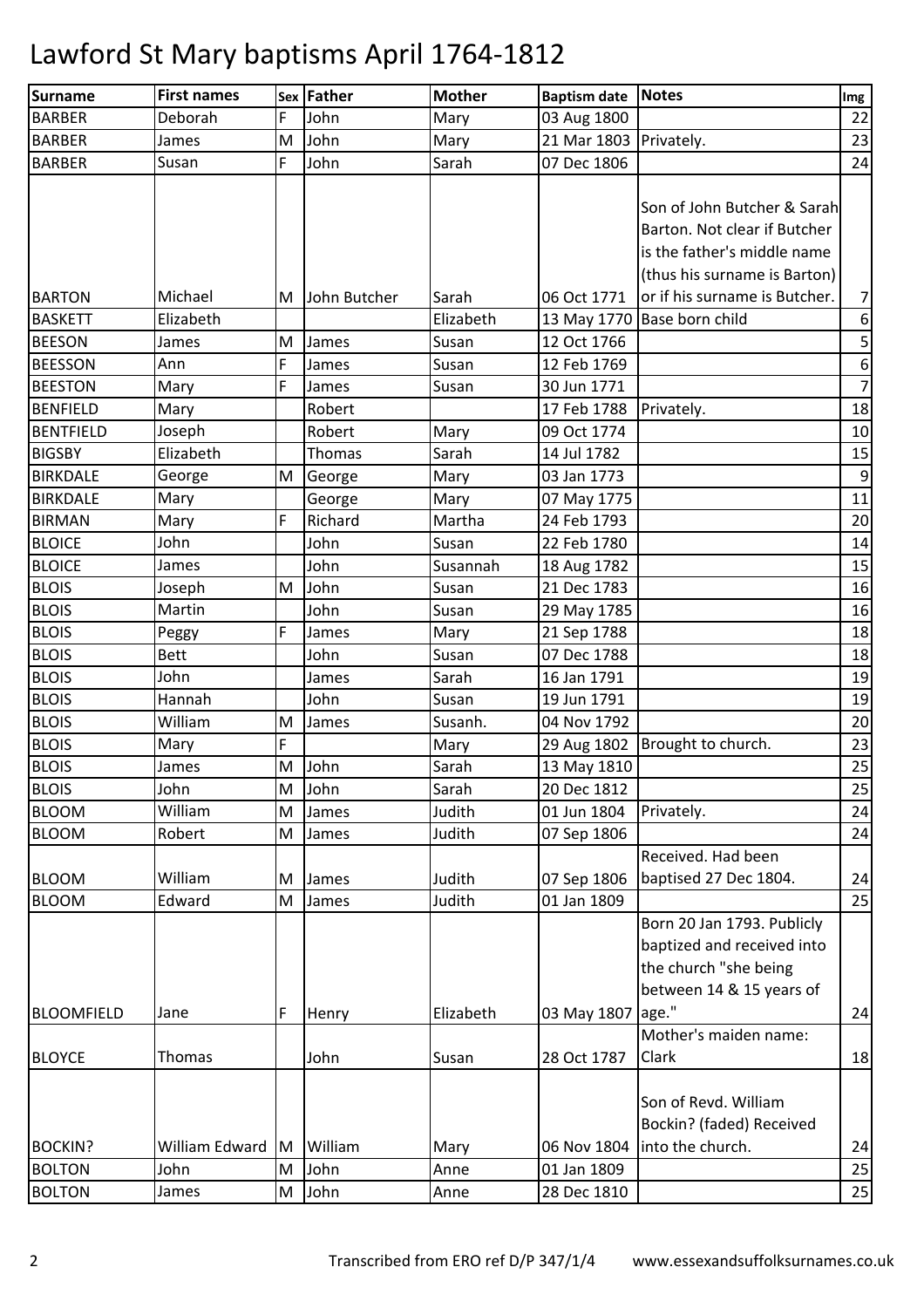# Lawford St Mary baptisms April 1764-1812

| Surname | First names | Sex | Father | Mother | Baptism date | Notes | Img |
|---|---|---|---|---|---|---|---|
| BARBER | Deborah | F | John | Mary | 03 Aug 1800 | | 22 |
| BARBER | James | M | John | Mary | 21 Mar 1803 | Privately. | 23 |
| BARBER | Susan | F | John | Sarah | 07 Dec 1806 | | 24 |
| BARTON | Michael | M | John Butcher | Sarah | 06 Oct 1771 | Son of John Butcher & Sarah Barton. Not clear if Butcher is the father's middle name (thus his surname is Barton) or if his surname is Butcher. | 7 |
| BASKETT | Elizabeth | | | Elizabeth | 13 May 1770 | Base born child | 6 |
| BEESON | James | M | James | Susan | 12 Oct 1766 | | 5 |
| BEESSON | Ann | F | James | Susan | 12 Feb 1769 | | 6 |
| BEESTON | Mary | F | James | Susan | 30 Jun 1771 | | 7 |
| BENFIELD | Mary | | Robert | | 17 Feb 1788 | Privately. | 18 |
| BENTFIELD | Joseph | | Robert | Mary | 09 Oct 1774 | | 10 |
| BIGSBY | Elizabeth | | Thomas | Sarah | 14 Jul 1782 | | 15 |
| BIRKDALE | George | M | George | Mary | 03 Jan 1773 | | 9 |
| BIRKDALE | Mary | | George | Mary | 07 May 1775 | | 11 |
| BIRMAN | Mary | F | Richard | Martha | 24 Feb 1793 | | 20 |
| BLOICE | John | | John | Susan | 22 Feb 1780 | | 14 |
| BLOICE | James | | John | Susannah | 18 Aug 1782 | | 15 |
| BLOIS | Joseph | M | John | Susan | 21 Dec 1783 | | 16 |
| BLOIS | Martin | | John | Susan | 29 May 1785 | | 16 |
| BLOIS | Peggy | F | James | Mary | 21 Sep 1788 | | 18 |
| BLOIS | Bett | | John | Susan | 07 Dec 1788 | | 18 |
| BLOIS | John | | James | Sarah | 16 Jan 1791 | | 19 |
| BLOIS | Hannah | | John | Susan | 19 Jun 1791 | | 19 |
| BLOIS | William | M | James | Susanh. | 04 Nov 1792 | | 20 |
| BLOIS | Mary | F | | Mary | 29 Aug 1802 | Brought to church. | 23 |
| BLOIS | James | M | John | Sarah | 13 May 1810 | | 25 |
| BLOIS | John | M | John | Sarah | 20 Dec 1812 | | 25 |
| BLOOM | William | M | James | Judith | 01 Jun 1804 | Privately. | 24 |
| BLOOM | Robert | M | James | Judith | 07 Sep 1806 | | 24 |
| BLOOM | William | M | James | Judith | 07 Sep 1806 | Received. Had been baptised 27 Dec 1804. | 24 |
| BLOOM | Edward | M | James | Judith | 01 Jan 1809 | | 25 |
| BLOOMFIELD | Jane | F | Henry | Elizabeth | 03 May 1807 | Born 20 Jan 1793. Publicly baptized and received into the church "she being between 14 & 15 years of age." | 24 |
| BLOYCE | Thomas | | John | Susan | 28 Oct 1787 | Mother's maiden name: Clark | 18 |
| BOCKIN? | William Edward | M | William | Mary | 06 Nov 1804 | Son of Revd. William Bockin? (faded) Received into the church. | 24 |
| BOLTON | John | M | John | Anne | 01 Jan 1809 | | 25 |
| BOLTON | James | M | John | Anne | 28 Dec 1810 | | 25 |

Transcribed from ERO ref D/P 347/1/4 www.essexandsuffolksurnames.co.uk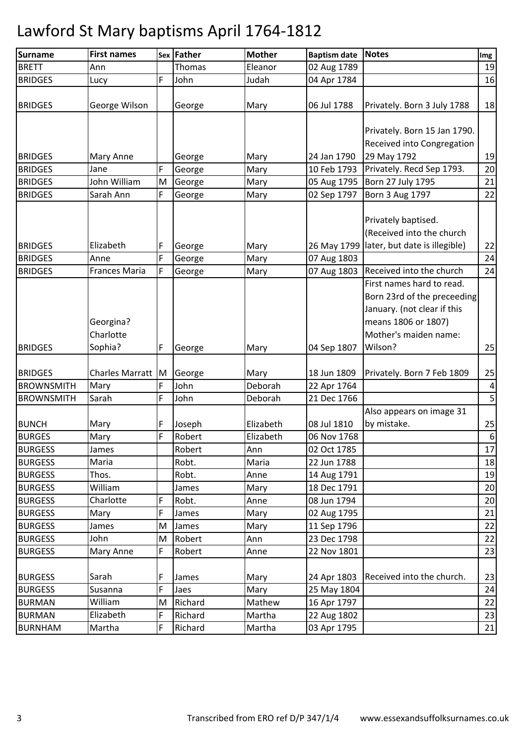# Lawford St Mary baptisms April 1764-1812

| Surname | First names | Sex | Father | Mother | Baptism date | Notes | Img |
|---|---|---|---|---|---|---|---|
| BRETT | Ann | | Thomas | Eleanor | 02 Aug 1789 | | 19 |
| BRIDGES | Lucy | F | John | Judah | 04 Apr 1784 | | 16 |
| BRIDGES | George Wilson | | George | Mary | 06 Jul 1788 | Privately. Born 3 July 1788 | 18 |
| BRIDGES | Mary Anne | | George | Mary | 24 Jan 1790 | Privately. Born 15 Jan 1790. Received into Congregation 29 May 1792 | 19 |
| BRIDGES | Jane | F | George | Mary | 10 Feb 1793 | Privately. Recd Sep 1793. | 20 |
| BRIDGES | John William | M | George | Mary | 05 Aug 1795 | Born 27 July 1795 | 21 |
| BRIDGES | Sarah Ann | F | George | Mary | 02 Sep 1797 | Born 3 Aug 1797 | 22 |
| BRIDGES | Elizabeth | F | George | Mary | 26 May 1799 | Privately baptised. (Received into the church later, but date is illegible) | 22 |
| BRIDGES | Anne | F | George | Mary | 07 Aug 1803 | | 24 |
| BRIDGES | Frances Maria | F | George | Mary | 07 Aug 1803 | Received into the church | 24 |
| BRIDGES | Georgina? Charlotte Sophia? | F | George | Mary | 04 Sep 1807 | First names hard to read. Born 23rd of the preceeding January. (not clear if this means 1806 or 1807) Mother's maiden name: Wilson? | 25 |
| BRIDGES | Charles Marratt | M | George | Mary | 18 Jun 1809 | Privately. Born 7 Feb 1809 | 25 |
| BROWNSMITH | Mary | F | John | Deborah | 22 Apr 1764 | | 4 |
| BROWNSMITH | Sarah | F | John | Deborah | 21 Dec 1766 | | 5 |
| BUNCH | Mary | F | Joseph | Elizabeth | 08 Jul 1810 | Also appears on image 31 by mistake. | 25 |
| BURGES | Mary | F | Robert | Elizabeth | 06 Nov 1768 | | 6 |
| BURGESS | James | | Robert | Ann | 02 Oct 1785 | | 17 |
| BURGESS | Maria | | Robt. | Maria | 22 Jun 1788 | | 18 |
| BURGESS | Thos. | | Robt. | Anne | 14 Aug 1791 | | 19 |
| BURGESS | William | | James | Mary | 18 Dec 1791 | | 20 |
| BURGESS | Charlotte | F | Robt. | Anne | 08 Jun 1794 | | 20 |
| BURGESS | Mary | F | James | Mary | 02 Aug 1795 | | 21 |
| BURGESS | James | M | James | Mary | 11 Sep 1796 | | 22 |
| BURGESS | John | M | Robert | Ann | 23 Dec 1798 | | 22 |
| BURGESS | Mary Anne | F | Robert | Anne | 22 Nov 1801 | | 23 |
| BURGESS | Sarah | F | James | Mary | 24 Apr 1803 | Received into the church. | 23 |
| BURGESS | Susanna | F | Jaes | Mary | 25 May 1804 | | 24 |
| BURMAN | William | M | Richard | Mathew | 16 Apr 1797 | | 22 |
| BURMAN | Elizabeth | F | Richard | Martha | 22 Aug 1802 | | 23 |
| BURNHAM | Martha | F | Richard | Martha | 03 Apr 1795 | | 21 |

Transcribed from ERO ref D/P 347/1/4 www.essexandsuffolksurnames.co.uk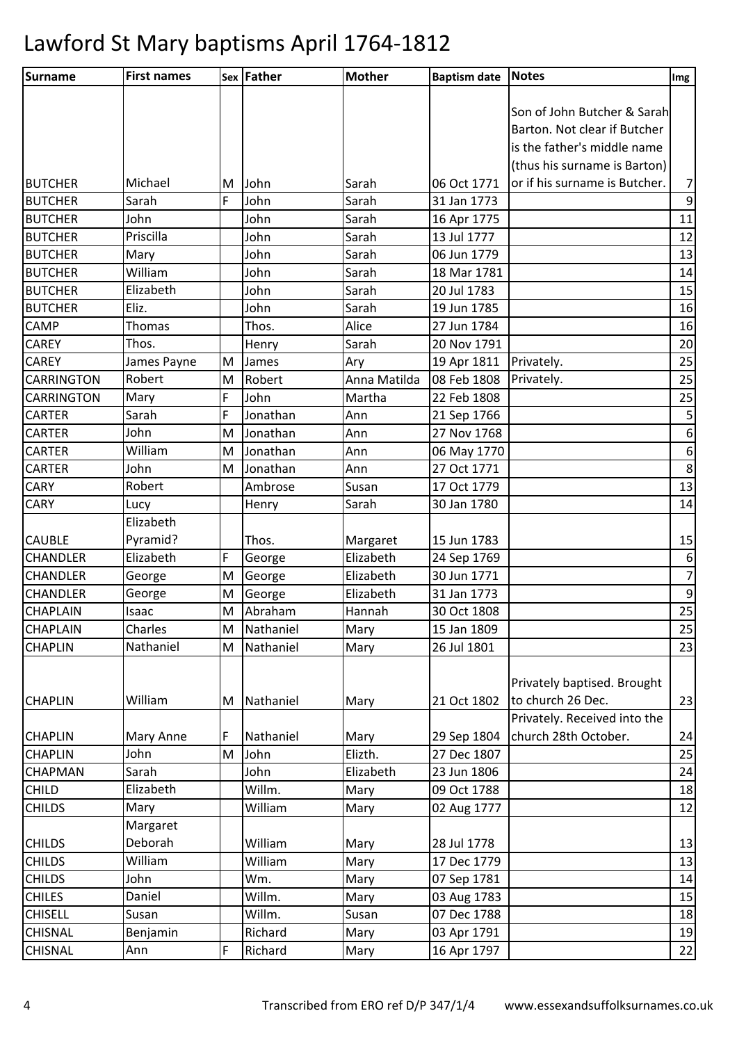# Lawford St Mary baptisms April 1764-1812

| Surname | First names | Sex | Father | Mother | Baptism date | Notes | Img |
|---|---|---|---|---|---|---|---|
| BUTCHER | Michael | M | John | Sarah | 06 Oct 1771 | Son of John Butcher & Sarah Barton. Not clear if Butcher is the father's middle name (thus his surname is Barton) or if his surname is Butcher. | 7 |
| BUTCHER | Sarah | F | John | Sarah | 31 Jan 1773 | | 9 |
| BUTCHER | John | | John | Sarah | 16 Apr 1775 | | 11 |
| BUTCHER | Priscilla | | John | Sarah | 13 Jul 1777 | | 12 |
| BUTCHER | Mary | | John | Sarah | 06 Jun 1779 | | 13 |
| BUTCHER | William | | John | Sarah | 18 Mar 1781 | | 14 |
| BUTCHER | Elizabeth | | John | Sarah | 20 Jul 1783 | | 15 |
| BUTCHER | Eliz. | | John | Sarah | 19 Jun 1785 | | 16 |
| CAMP | Thomas | | Thos. | Alice | 27 Jun 1784 | | 16 |
| CAREY | Thos. | | Henry | Sarah | 20 Nov 1791 | | 20 |
| CAREY | James Payne | M | James | Ary | 19 Apr 1811 | Privately. | 25 |
| CARRINGTON | Robert | M | Robert | Anna Matilda | 08 Feb 1808 | Privately. | 25 |
| CARRINGTON | Mary | F | John | Martha | 22 Feb 1808 | | 25 |
| CARTER | Sarah | F | Jonathan | Ann | 21 Sep 1766 | | 5 |
| CARTER | John | M | Jonathan | Ann | 27 Nov 1768 | | 6 |
| CARTER | William | M | Jonathan | Ann | 06 May 1770 | | 6 |
| CARTER | John | M | Jonathan | Ann | 27 Oct 1771 | | 8 |
| CARY | Robert | | Ambrose | Susan | 17 Oct 1779 | | 13 |
| CARY | Lucy | | Henry | Sarah | 30 Jan 1780 | | 14 |
| CAUBLE | Elizabeth Pyramid? | | Thos. | Margaret | 15 Jun 1783 | | 15 |
| CHANDLER | Elizabeth | F | George | Elizabeth | 24 Sep 1769 | | 6 |
| CHANDLER | George | M | George | Elizabeth | 30 Jun 1771 | | 7 |
| CHANDLER | George | M | George | Elizabeth | 31 Jan 1773 | | 9 |
| CHAPLAIN | Isaac | M | Abraham | Hannah | 30 Oct 1808 | | 25 |
| CHAPLAIN | Charles | M | Nathaniel | Mary | 15 Jan 1809 | | 25 |
| CHAPLIN | Nathaniel | M | Nathaniel | Mary | 26 Jul 1801 | | 23 |
| CHAPLIN | William | M | Nathaniel | Mary | 21 Oct 1802 | Privately baptised. Brought to church 26 Dec. | 23 |
| CHAPLIN | Mary Anne | F | Nathaniel | Mary | 29 Sep 1804 | Privately. Received into the church 28th October. | 24 |
| CHAPLIN | John | M | John | Elizth. | 27 Dec 1807 | | 25 |
| CHAPMAN | Sarah | | John | Elizabeth | 23 Jun 1806 | | 24 |
| CHILD | Elizabeth | | Willm. | Mary | 09 Oct 1788 | | 18 |
| CHILDS | Mary | | William | Mary | 02 Aug 1777 | | 12 |
| CHILDS | Margaret Deborah | | William | Mary | 28 Jul 1778 | | 13 |
| CHILDS | William | | William | Mary | 17 Dec 1779 | | 13 |
| CHILDS | John | | Wm. | Mary | 07 Sep 1781 | | 14 |
| CHILES | Daniel | | Willm. | Mary | 03 Aug 1783 | | 15 |
| CHISELL | Susan | | Willm. | Susan | 07 Dec 1788 | | 18 |
| CHISNAL | Benjamin | | Richard | Mary | 03 Apr 1791 | | 19 |
| CHISNAL | Ann | F | Richard | Mary | 16 Apr 1797 | | 22 |

Transcribed from ERO ref D/P 347/1/4 www.essexandsuffolksurnames.co.uk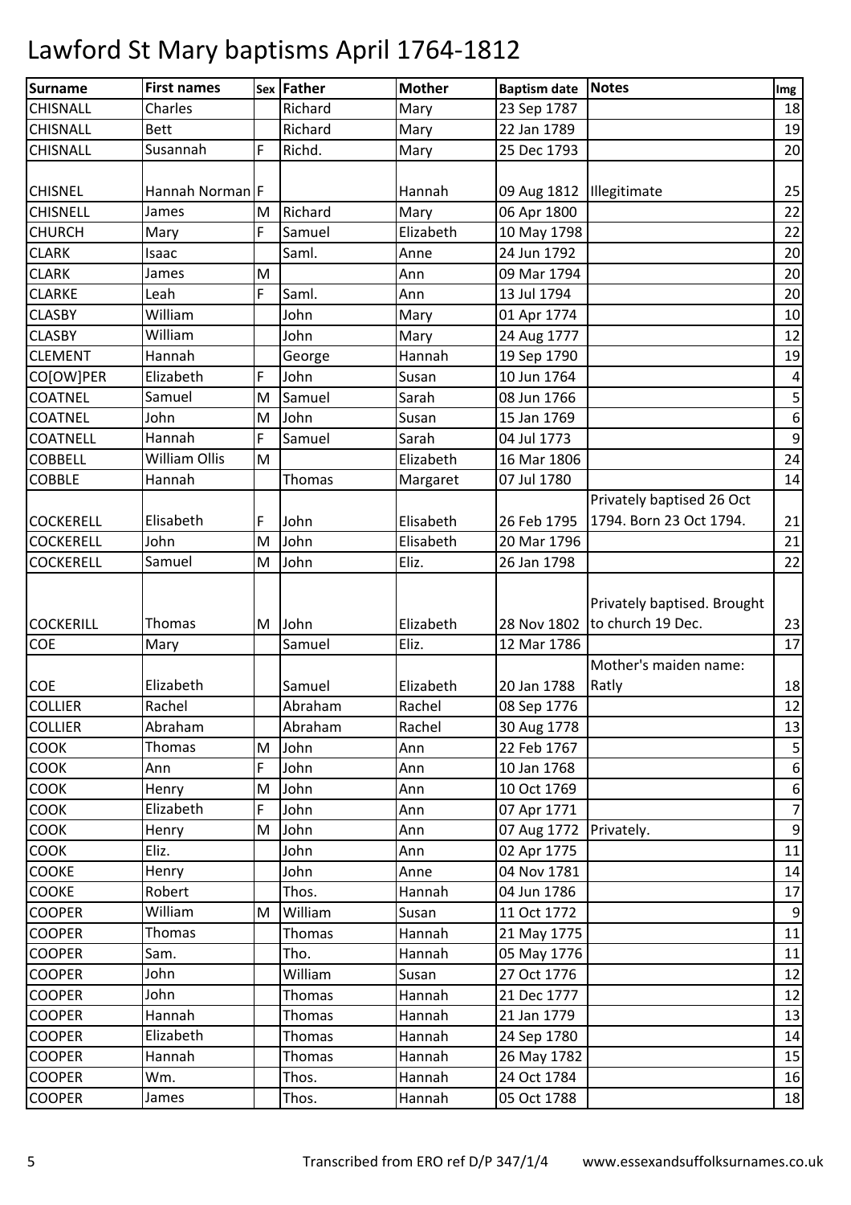# Lawford St Mary baptisms April 1764-1812

| Surname | First names | Sex | Father | Mother | Baptism date | Notes | Img |
|---|---|---|---|---|---|---|---|
| CHISNALL | Charles | | Richard | Mary | 23 Sep 1787 | | 18 |
| CHISNALL | Bett | | Richard | Mary | 22 Jan 1789 | | 19 |
| CHISNALL | Susannah | F | Richd. | Mary | 25 Dec 1793 | | 20 |
| CHISNEL | Hannah Norman | F | | Hannah | 09 Aug 1812 | Illegitimate | 25 |
| CHISNELL | James | M | Richard | Mary | 06 Apr 1800 | | 22 |
| CHURCH | Mary | F | Samuel | Elizabeth | 10 May 1798 | | 22 |
| CLARK | Isaac | | Saml. | Anne | 24 Jun 1792 | | 20 |
| CLARK | James | M | | Ann | 09 Mar 1794 | | 20 |
| CLARKE | Leah | F | Saml. | Ann | 13 Jul 1794 | | 20 |
| CLASBY | William | | John | Mary | 01 Apr 1774 | | 10 |
| CLASBY | William | | John | Mary | 24 Aug 1777 | | 12 |
| CLEMENT | Hannah | | George | Hannah | 19 Sep 1790 | | 19 |
| CO[OW]PER | Elizabeth | F | John | Susan | 10 Jun 1764 | | 4 |
| COATNEL | Samuel | M | Samuel | Sarah | 08 Jun 1766 | | 5 |
| COATNEL | John | M | John | Susan | 15 Jan 1769 | | 6 |
| COATNELL | Hannah | F | Samuel | Sarah | 04 Jul 1773 | | 9 |
| COBBELL | William Ollis | M | | Elizabeth | 16 Mar 1806 | | 24 |
| COBBLE | Hannah | | Thomas | Margaret | 07 Jul 1780 | | 14 |
| COCKERELL | Elisabeth | F | John | Elisabeth | 26 Feb 1795 | Privately baptised 26 Oct 1794. Born 23 Oct 1794. | 21 |
| COCKERELL | John | M | John | Elisabeth | 20 Mar 1796 | | 21 |
| COCKERELL | Samuel | M | John | Eliz. | 26 Jan 1798 | | 22 |
| COCKERILL | Thomas | M | John | Elizabeth | 28 Nov 1802 | Privately baptised. Brought to church 19 Dec. | 23 |
| COE | Mary | | Samuel | Eliz. | 12 Mar 1786 | | 17 |
| COE | Elizabeth | | Samuel | Elizabeth | 20 Jan 1788 | Mother's maiden name: Ratly | 18 |
| COLLIER | Rachel | | Abraham | Rachel | 08 Sep 1776 | | 12 |
| COLLIER | Abraham | | Abraham | Rachel | 30 Aug 1778 | | 13 |
| COOK | Thomas | M | John | Ann | 22 Feb 1767 | | 5 |
| COOK | Ann | F | John | Ann | 10 Jan 1768 | | 6 |
| COOK | Henry | M | John | Ann | 10 Oct 1769 | | 6 |
| COOK | Elizabeth | F | John | Ann | 07 Apr 1771 | | 7 |
| COOK | Henry | M | John | Ann | 07 Aug 1772 | Privately. | 9 |
| COOK | Eliz. | | John | Ann | 02 Apr 1775 | | 11 |
| COOKE | Henry | | John | Anne | 04 Nov 1781 | | 14 |
| COOKE | Robert | | Thos. | Hannah | 04 Jun 1786 | | 17 |
| COOPER | William | M | William | Susan | 11 Oct 1772 | | 9 |
| COOPER | Thomas | | Thomas | Hannah | 21 May 1775 | | 11 |
| COOPER | Sam. | | Tho. | Hannah | 05 May 1776 | | 11 |
| COOPER | John | | William | Susan | 27 Oct 1776 | | 12 |
| COOPER | John | | Thomas | Hannah | 21 Dec 1777 | | 12 |
| COOPER | Hannah | | Thomas | Hannah | 21 Jan 1779 | | 13 |
| COOPER | Elizabeth | | Thomas | Hannah | 24 Sep 1780 | | 14 |
| COOPER | Hannah | | Thomas | Hannah | 26 May 1782 | | 15 |
| COOPER | Wm. | | Thos. | Hannah | 24 Oct 1784 | | 16 |
| COOPER | James | | Thos. | Hannah | 05 Oct 1788 | | 18 |

Transcribed from ERO ref D/P 347/1/4 www.essexandsuffolksurnames.co.uk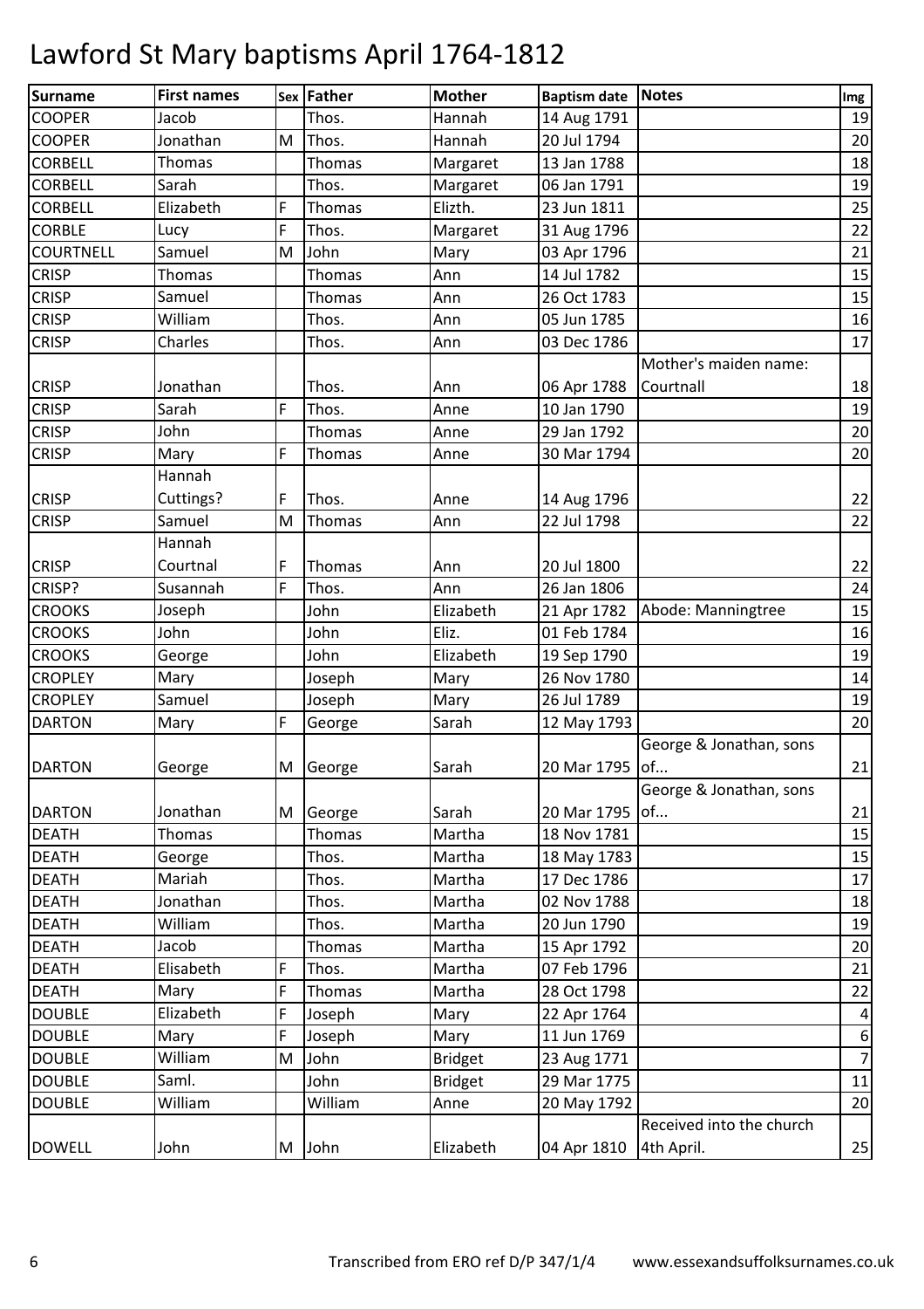# Lawford St Mary baptisms April 1764-1812

| Surname | First names | Sex | Father | Mother | Baptism date | Notes | Img |
|---|---|---|---|---|---|---|---|
| COOPER | Jacob | | Thos. | Hannah | 14 Aug 1791 | | 19 |
| COOPER | Jonathan | M | Thos. | Hannah | 20 Jul 1794 | | 20 |
| CORBELL | Thomas | | Thomas | Margaret | 13 Jan 1788 | | 18 |
| CORBELL | Sarah | | Thos. | Margaret | 06 Jan 1791 | | 19 |
| CORBELL | Elizabeth | F | Thomas | Elizth. | 23 Jun 1811 | | 25 |
| CORBLE | Lucy | F | Thos. | Margaret | 31 Aug 1796 | | 22 |
| COURTNELL | Samuel | M | John | Mary | 03 Apr 1796 | | 21 |
| CRISP | Thomas | | Thomas | Ann | 14 Jul 1782 | | 15 |
| CRISP | Samuel | | Thomas | Ann | 26 Oct 1783 | | 15 |
| CRISP | William | | Thos. | Ann | 05 Jun 1785 | | 16 |
| CRISP | Charles | | Thos. | Ann | 03 Dec 1786 | | 17 |
| CRISP | Jonathan | | Thos. | Ann | 06 Apr 1788 | Mother's maiden name: Courtnall | 18 |
| CRISP | Sarah | F | Thos. | Anne | 10 Jan 1790 | | 19 |
| CRISP | John | | Thomas | Anne | 29 Jan 1792 | | 20 |
| CRISP | Mary | F | Thomas | Anne | 30 Mar 1794 | | 20 |
| CRISP | Hannah Cuttings? | F | Thos. | Anne | 14 Aug 1796 | | 22 |
| CRISP | Samuel | M | Thomas | Ann | 22 Jul 1798 | | 22 |
| CRISP | Hannah Courtnal | F | Thomas | Ann | 20 Jul 1800 | | 22 |
| CRISP? | Susannah | F | Thos. | Ann | 26 Jan 1806 | | 24 |
| CROOKS | Joseph | | John | Elizabeth | 21 Apr 1782 | Abode: Manningtree | 15 |
| CROOKS | John | | John | Eliz. | 01 Feb 1784 | | 16 |
| CROOKS | George | | John | Elizabeth | 19 Sep 1790 | | 19 |
| CROPLEY | Mary | | Joseph | Mary | 26 Nov 1780 | | 14 |
| CROPLEY | Samuel | | Joseph | Mary | 26 Jul 1789 | | 19 |
| DARTON | Mary | F | George | Sarah | 12 May 1793 | | 20 |
| DARTON | George | M | George | Sarah | 20 Mar 1795 | George & Jonathan, sons of... | 21 |
| DARTON | Jonathan | M | George | Sarah | 20 Mar 1795 | George & Jonathan, sons of... | 21 |
| DEATH | Thomas | | Thomas | Martha | 18 Nov 1781 | | 15 |
| DEATH | George | | Thos. | Martha | 18 May 1783 | | 15 |
| DEATH | Mariah | | Thos. | Martha | 17 Dec 1786 | | 17 |
| DEATH | Jonathan | | Thos. | Martha | 02 Nov 1788 | | 18 |
| DEATH | William | | Thos. | Martha | 20 Jun 1790 | | 19 |
| DEATH | Jacob | | Thomas | Martha | 15 Apr 1792 | | 20 |
| DEATH | Elisabeth | F | Thos. | Martha | 07 Feb 1796 | | 21 |
| DEATH | Mary | F | Thomas | Martha | 28 Oct 1798 | | 22 |
| DOUBLE | Elizabeth | F | Joseph | Mary | 22 Apr 1764 | | 4 |
| DOUBLE | Mary | F | Joseph | Mary | 11 Jun 1769 | | 6 |
| DOUBLE | William | M | John | Bridget | 23 Aug 1771 | | 7 |
| DOUBLE | Saml. | | John | Bridget | 29 Mar 1775 | | 11 |
| DOUBLE | William | | William | Anne | 20 May 1792 | | 20 |
| DOWELL | John | M | John | Elizabeth | 04 Apr 1810 | Received into the church 4th April. | 25 |

Transcribed from ERO ref D/P 347/1/4 www.essexandsuffolksurnames.co.uk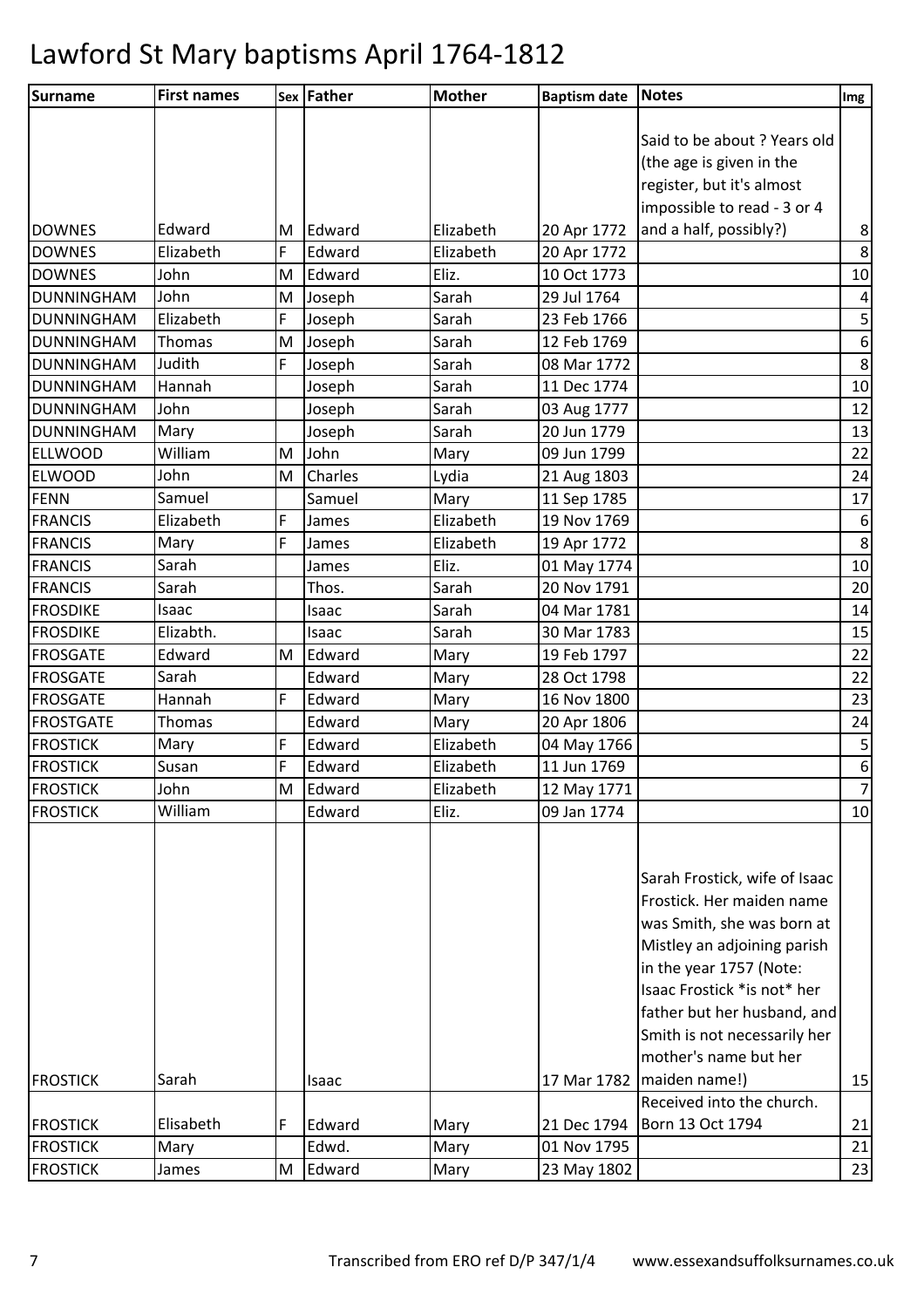# Lawford St Mary baptisms April 1764-1812

| Surname | First names | Sex | Father | Mother | Baptism date | Notes | Img |
|---|---|---|---|---|---|---|---|
| DOWNES | Edward | M | Edward | Elizabeth | 20 Apr 1772 | Said to be about ? Years old (the age is given in the register, but it's almost impossible to read - 3 or 4 and a half, possibly?) | 8 |
| DOWNES | Elizabeth | F | Edward | Elizabeth | 20 Apr 1772 | | 8 |
| DOWNES | John | M | Edward | Eliz. | 10 Oct 1773 | | 10 |
| DUNNINGHAM | John | M | Joseph | Sarah | 29 Jul 1764 | | 4 |
| DUNNINGHAM | Elizabeth | F | Joseph | Sarah | 23 Feb 1766 | | 5 |
| DUNNINGHAM | Thomas | M | Joseph | Sarah | 12 Feb 1769 | | 6 |
| DUNNINGHAM | Judith | F | Joseph | Sarah | 08 Mar 1772 | | 8 |
| DUNNINGHAM | Hannah | | Joseph | Sarah | 11 Dec 1774 | | 10 |
| DUNNINGHAM | John | | Joseph | Sarah | 03 Aug 1777 | | 12 |
| DUNNINGHAM | Mary | | Joseph | Sarah | 20 Jun 1779 | | 13 |
| ELLWOOD | William | M | John | Mary | 09 Jun 1799 | | 22 |
| ELWOOD | John | M | Charles | Lydia | 21 Aug 1803 | | 24 |
| FENN | Samuel | | Samuel | Mary | 11 Sep 1785 | | 17 |
| FRANCIS | Elizabeth | F | James | Elizabeth | 19 Nov 1769 | | 6 |
| FRANCIS | Mary | F | James | Elizabeth | 19 Apr 1772 | | 8 |
| FRANCIS | Sarah | | James | Eliz. | 01 May 1774 | | 10 |
| FRANCIS | Sarah | | Thos. | Sarah | 20 Nov 1791 | | 20 |
| FROSDIKE | Isaac | | Isaac | Sarah | 04 Mar 1781 | | 14 |
| FROSDIKE | Elizabth. | | Isaac | Sarah | 30 Mar 1783 | | 15 |
| FROSGATE | Edward | M | Edward | Mary | 19 Feb 1797 | | 22 |
| FROSGATE | Sarah | | Edward | Mary | 28 Oct 1798 | | 22 |
| FROSGATE | Hannah | F | Edward | Mary | 16 Nov 1800 | | 23 |
| FROSTGATE | Thomas | | Edward | Mary | 20 Apr 1806 | | 24 |
| FROSTICK | Mary | F | Edward | Elizabeth | 04 May 1766 | | 5 |
| FROSTICK | Susan | F | Edward | Elizabeth | 11 Jun 1769 | | 6 |
| FROSTICK | John | M | Edward | Elizabeth | 12 May 1771 | | 7 |
| FROSTICK | William | | Edward | Eliz. | 09 Jan 1774 | | 10 |
| FROSTICK | Sarah | | Isaac | | 17 Mar 1782 | Sarah Frostick, wife of Isaac Frostick. Her maiden name was Smith, she was born at Mistley an adjoining parish in the year 1757 (Note: Isaac Frostick *is not* her father but her husband, and Smith is not necessarily her mother's name but her maiden name!) | 15 |
| FROSTICK | Elisabeth | F | Edward | Mary | 21 Dec 1794 | Received into the church. Born 13 Oct 1794 | 21 |
| FROSTICK | Mary | | Edwd. | Mary | 01 Nov 1795 | | 21 |
| FROSTICK | James | M | Edward | Mary | 23 May 1802 | | 23 |

Transcribed from ERO ref D/P 347/1/4 www.essexandsuffolksurnames.co.uk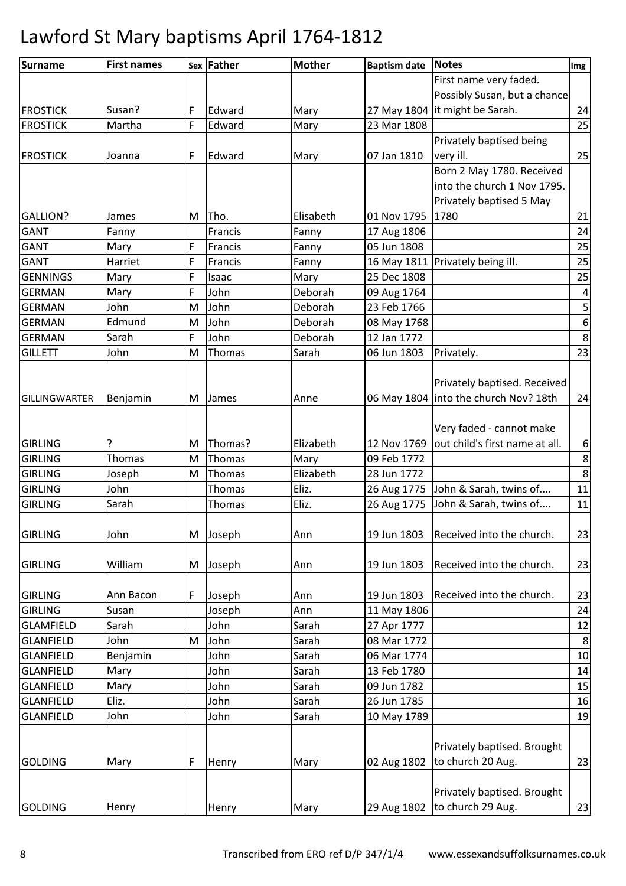# Lawford St Mary baptisms April 1764-1812

| Surname | First names | Sex | Father | Mother | Baptism date | Notes | Img |
|---|---|---|---|---|---|---|---|
| FROSTICK | Susan? | F | Edward | Mary | 27 May 1804 | First name very faded. Possibly Susan, but a chance it might be Sarah. | 24 |
| FROSTICK | Martha | F | Edward | Mary | 23 Mar 1808 | | 25 |
| FROSTICK | Joanna | F | Edward | Mary | 07 Jan 1810 | Privately baptised being very ill. | 25 |
| GALLION? | James | M | Tho. | Elisabeth | 01 Nov 1795 | Born 2 May 1780. Received into the church 1 Nov 1795. Privately baptised 5 May 1780 | 21 |
| GANT | Fanny | | Francis | Fanny | 17 Aug 1806 | | 24 |
| GANT | Mary | F | Francis | Fanny | 05 Jun 1808 | | 25 |
| GANT | Harriet | F | Francis | Fanny | 16 May 1811 | Privately being ill. | 25 |
| GENNINGS | Mary | F | Isaac | Mary | 25 Dec 1808 | | 25 |
| GERMAN | Mary | F | John | Deborah | 09 Aug 1764 | | 4 |
| GERMAN | John | M | John | Deborah | 23 Feb 1766 | | 5 |
| GERMAN | Edmund | M | John | Deborah | 08 May 1768 | | 6 |
| GERMAN | Sarah | F | John | Deborah | 12 Jan 1772 | | 8 |
| GILLETT | John | M | Thomas | Sarah | 06 Jun 1803 | Privately. | 23 |
| GILLINGWARTER | Benjamin | M | James | Anne | 06 May 1804 | Privately baptised. Received into the church Nov? 18th | 24 |
| GIRLING | ? | M | Thomas? | Elizabeth | 12 Nov 1769 | Very faded - cannot make out child's first name at all. | 6 |
| GIRLING | Thomas | M | Thomas | Mary | 09 Feb 1772 | | 8 |
| GIRLING | Joseph | M | Thomas | Elizabeth | 28 Jun 1772 | | 8 |
| GIRLING | John | | Thomas | Eliz. | 26 Aug 1775 | John & Sarah, twins of.... | 11 |
| GIRLING | Sarah | | Thomas | Eliz. | 26 Aug 1775 | John & Sarah, twins of.... | 11 |
| GIRLING | John | M | Joseph | Ann | 19 Jun 1803 | Received into the church. | 23 |
| GIRLING | William | M | Joseph | Ann | 19 Jun 1803 | Received into the church. | 23 |
| GIRLING | Ann Bacon | F | Joseph | Ann | 19 Jun 1803 | Received into the church. | 23 |
| GIRLING | Susan | | Joseph | Ann | 11 May 1806 | | 24 |
| GLAMFIELD | Sarah | | John | Sarah | 27 Apr 1777 | | 12 |
| GLANFIELD | John | M | John | Sarah | 08 Mar 1772 | | 8 |
| GLANFIELD | Benjamin | | John | Sarah | 06 Mar 1774 | | 10 |
| GLANFIELD | Mary | | John | Sarah | 13 Feb 1780 | | 14 |
| GLANFIELD | Mary | | John | Sarah | 09 Jun 1782 | | 15 |
| GLANFIELD | Eliz. | | John | Sarah | 26 Jun 1785 | | 16 |
| GLANFIELD | John | | John | Sarah | 10 May 1789 | | 19 |
| GOLDING | Mary | F | Henry | Mary | 02 Aug 1802 | Privately baptised. Brought to church 20 Aug. | 23 |
| GOLDING | Henry | | Henry | Mary | 29 Aug 1802 | Privately baptised. Brought to church 29 Aug. | 23 |

Transcribed from ERO ref D/P 347/1/4 www.essexandsuffolksurnames.co.uk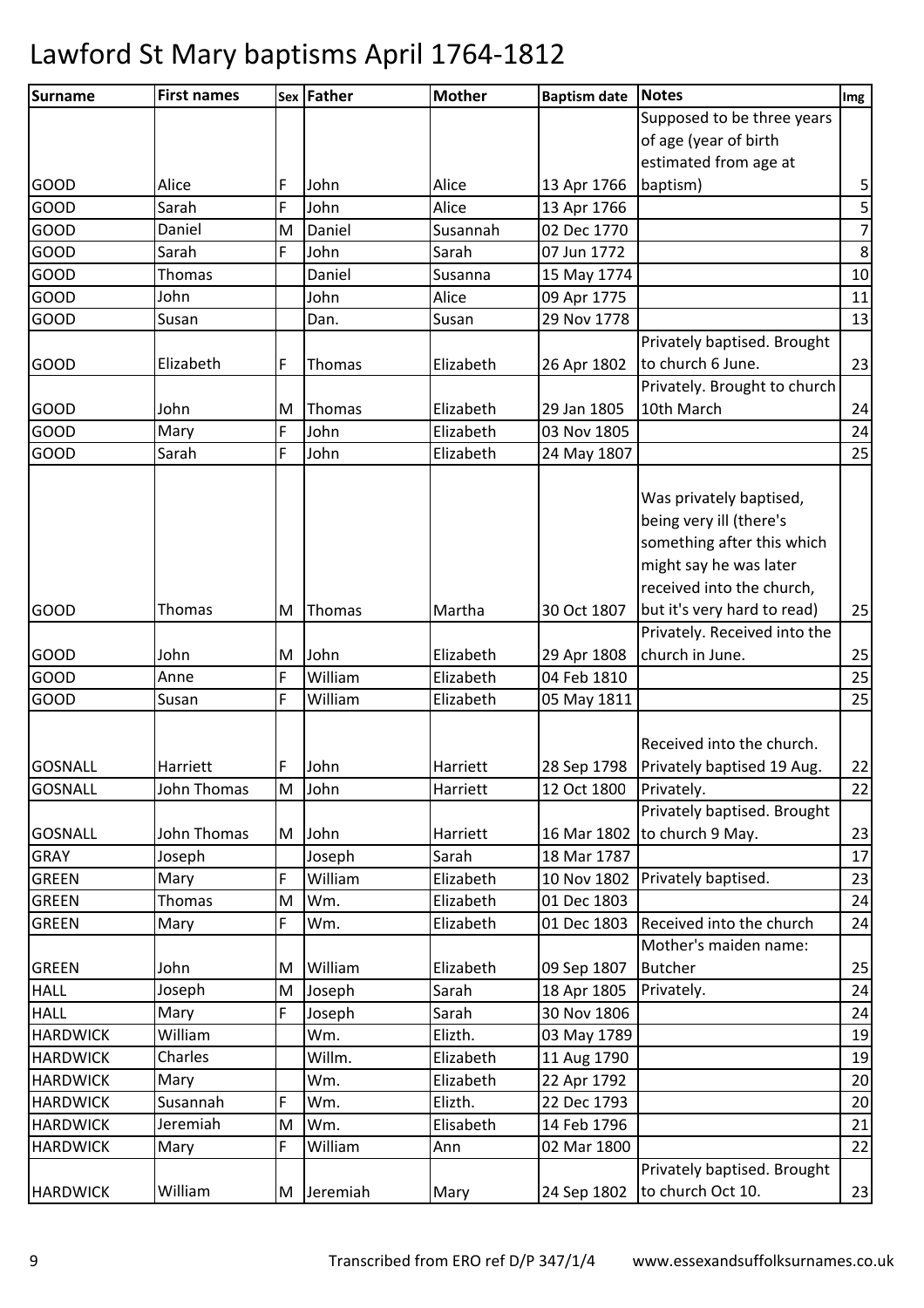# Lawford St Mary baptisms April 1764-1812

| Surname | First names | Sex | Father | Mother | Baptism date | Notes | Img |
|---|---|---|---|---|---|---|---|
| GOOD | Alice | F | John | Alice | 13 Apr 1766 | Supposed to be three years of age (year of birth estimated from age at baptism) | 5 |
| GOOD | Sarah | F | John | Alice | 13 Apr 1766 | | 5 |
| GOOD | Daniel | M | Daniel | Susannah | 02 Dec 1770 | | 7 |
| GOOD | Sarah | F | John | Sarah | 07 Jun 1772 | | 8 |
| GOOD | Thomas | | Daniel | Susanna | 15 May 1774 | | 10 |
| GOOD | John | | John | Alice | 09 Apr 1775 | | 11 |
| GOOD | Susan | | Dan. | Susan | 29 Nov 1778 | | 13 |
| GOOD | Elizabeth | F | Thomas | Elizabeth | 26 Apr 1802 | Privately baptised. Brought to church 6 June. | 23 |
| GOOD | John | M | Thomas | Elizabeth | 29 Jan 1805 | Privately. Brought to church 10th March | 24 |
| GOOD | Mary | F | John | Elizabeth | 03 Nov 1805 | | 24 |
| GOOD | Sarah | F | John | Elizabeth | 24 May 1807 | | 25 |
| GOOD | Thomas | M | Thomas | Martha | 30 Oct 1807 | Was privately baptised, being very ill (there's something after this which might say he was later received into the church, but it's very hard to read) | 25 |
| GOOD | John | M | John | Elizabeth | 29 Apr 1808 | Privately. Received into the church in June. | 25 |
| GOOD | Anne | F | William | Elizabeth | 04 Feb 1810 | | 25 |
| GOOD | Susan | F | William | Elizabeth | 05 May 1811 | | 25 |
| GOSNALL | Harriett | F | John | Harriett | 28 Sep 1798 | Received into the church. Privately baptised 19 Aug. | 22 |
| GOSNALL | John Thomas | M | John | Harriett | 12 Oct 1800 | Privately. | 22 |
| GOSNALL | John Thomas | M | John | Harriett | 16 Mar 1802 | Privately baptised. Brought to church 9 May. | 23 |
| GRAY | Joseph | | Joseph | Sarah | 18 Mar 1787 | | 17 |
| GREEN | Mary | F | William | Elizabeth | 10 Nov 1802 | Privately baptised. | 23 |
| GREEN | Thomas | M | Wm. | Elizabeth | 01 Dec 1803 | | 24 |
| GREEN | Mary | F | Wm. | Elizabeth | 01 Dec 1803 | Received into the church | 24 |
| GREEN | John | M | William | Elizabeth | 09 Sep 1807 | Mother's maiden name: Butcher | 25 |
| HALL | Joseph | M | Joseph | Sarah | 18 Apr 1805 | Privately. | 24 |
| HALL | Mary | F | Joseph | Sarah | 30 Nov 1806 | | 24 |
| HARDWICK | William | | Wm. | Elizth. | 03 May 1789 | | 19 |
| HARDWICK | Charles | | Willm. | Elizabeth | 11 Aug 1790 | | 19 |
| HARDWICK | Mary | | Wm. | Elizabeth | 22 Apr 1792 | | 20 |
| HARDWICK | Susannah | F | Wm. | Elizth. | 22 Dec 1793 | | 20 |
| HARDWICK | Jeremiah | M | Wm. | Elisabeth | 14 Feb 1796 | | 21 |
| HARDWICK | Mary | F | William | Ann | 02 Mar 1800 | | 22 |
| HARDWICK | William | M | Jeremiah | Mary | 24 Sep 1802 | Privately baptised. Brought to church Oct 10. | 23 |

Transcribed from ERO ref D/P 347/1/4 www.essexandsuffolksurnames.co.uk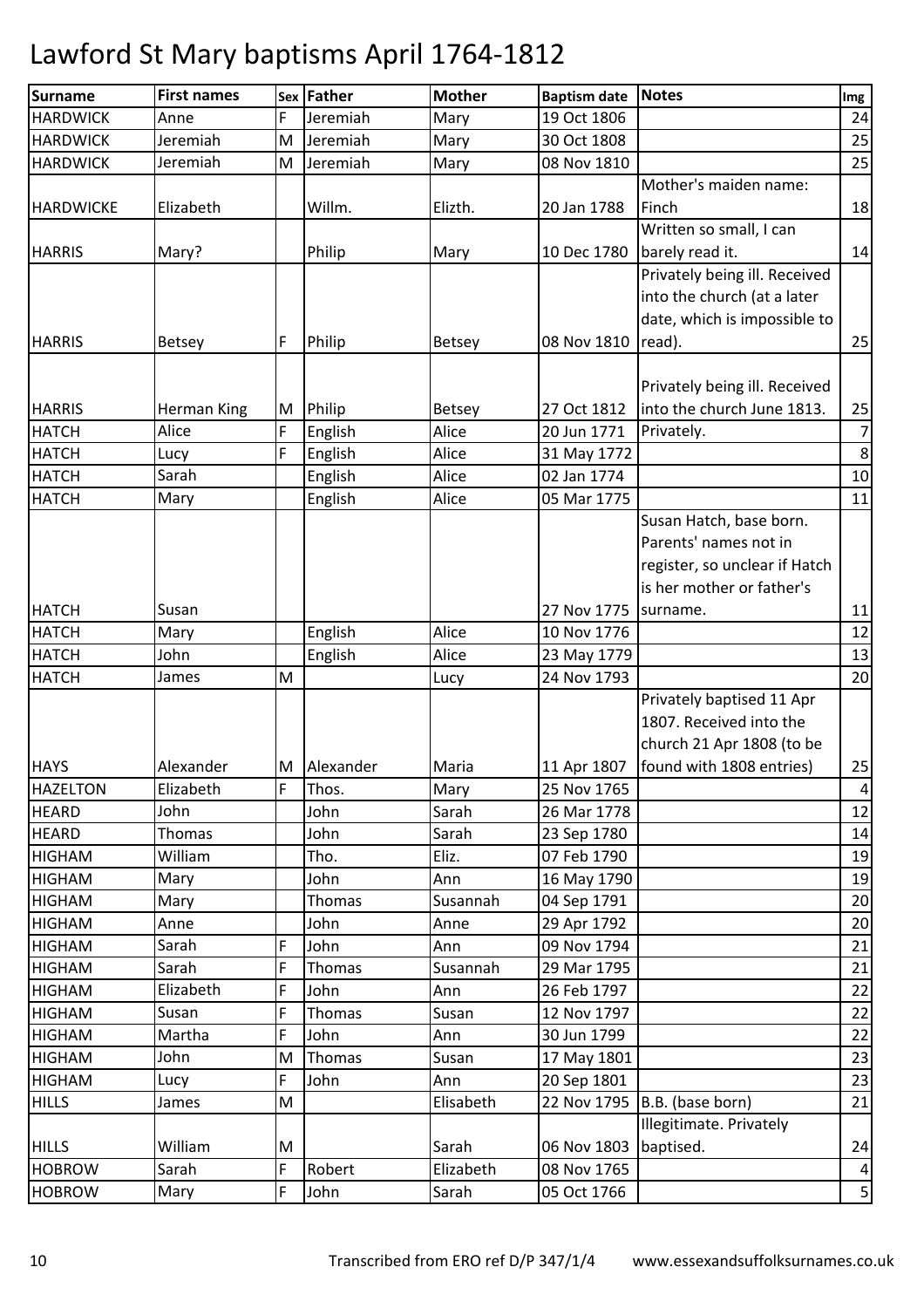# Lawford St Mary baptisms April 1764-1812

| Surname | First names | Sex | Father | Mother | Baptism date | Notes | Img |
|---|---|---|---|---|---|---|---|
| HARDWICK | Anne | F | Jeremiah | Mary | 19 Oct 1806 | | 24 |
| HARDWICK | Jeremiah | M | Jeremiah | Mary | 30 Oct 1808 | | 25 |
| HARDWICK | Jeremiah | M | Jeremiah | Mary | 08 Nov 1810 | | 25 |
| HARDWICKE | Elizabeth | | Willm. | Elizth. | 20 Jan 1788 | Mother's maiden name: Finch | 18 |
| HARRIS | Mary? | | Philip | Mary | 10 Dec 1780 | Written so small, I can barely read it. | 14 |
| HARRIS | Betsey | F | Philip | Betsey | 08 Nov 1810 | Privately being ill. Received into the church (at a later date, which is impossible to read). | 25 |
| HARRIS | Herman King | M | Philip | Betsey | 27 Oct 1812 | Privately being ill. Received into the church June 1813. | 25 |
| HATCH | Alice | F | English | Alice | 20 Jun 1771 | Privately. | 7 |
| HATCH | Lucy | F | English | Alice | 31 May 1772 | | 8 |
| HATCH | Sarah | | English | Alice | 02 Jan 1774 | | 10 |
| HATCH | Mary | | English | Alice | 05 Mar 1775 | | 11 |
| HATCH | Susan | | | | 27 Nov 1775 | Susan Hatch, base born. Parents' names not in register, so unclear if Hatch is her mother or father's surname. | 11 |
| HATCH | Mary | | English | Alice | 10 Nov 1776 | | 12 |
| HATCH | John | | English | Alice | 23 May 1779 | | 13 |
| HATCH | James | M | | Lucy | 24 Nov 1793 | | 20 |
| HAYS | Alexander | M | Alexander | Maria | 11 Apr 1807 | Privately baptised 11 Apr 1807. Received into the church 21 Apr 1808 (to be found with 1808 entries) | 25 |
| HAZELTON | Elizabeth | F | Thos. | Mary | 25 Nov 1765 | | 4 |
| HEARD | John | | John | Sarah | 26 Mar 1778 | | 12 |
| HEARD | Thomas | | John | Sarah | 23 Sep 1780 | | 14 |
| HIGHAM | William | | Tho. | Eliz. | 07 Feb 1790 | | 19 |
| HIGHAM | Mary | | John | Ann | 16 May 1790 | | 19 |
| HIGHAM | Mary | | Thomas | Susannah | 04 Sep 1791 | | 20 |
| HIGHAM | Anne | | John | Anne | 29 Apr 1792 | | 20 |
| HIGHAM | Sarah | F | John | Ann | 09 Nov 1794 | | 21 |
| HIGHAM | Sarah | F | Thomas | Susannah | 29 Mar 1795 | | 21 |
| HIGHAM | Elizabeth | F | John | Ann | 26 Feb 1797 | | 22 |
| HIGHAM | Susan | F | Thomas | Susan | 12 Nov 1797 | | 22 |
| HIGHAM | Martha | F | John | Ann | 30 Jun 1799 | | 22 |
| HIGHAM | John | M | Thomas | Susan | 17 May 1801 | | 23 |
| HIGHAM | Lucy | F | John | Ann | 20 Sep 1801 | | 23 |
| HILLS | James | M | | Elisabeth | 22 Nov 1795 | B.B. (base born) | 21 |
| HILLS | William | M | | Sarah | 06 Nov 1803 | Illegitimate. Privately baptised. | 24 |
| HOBROW | Sarah | F | Robert | Elizabeth | 08 Nov 1765 | | 4 |
| HOBROW | Mary | F | John | Sarah | 05 Oct 1766 | | 5 |

Transcribed from ERO ref D/P 347/1/4 www.essexandsuffolksurnames.co.uk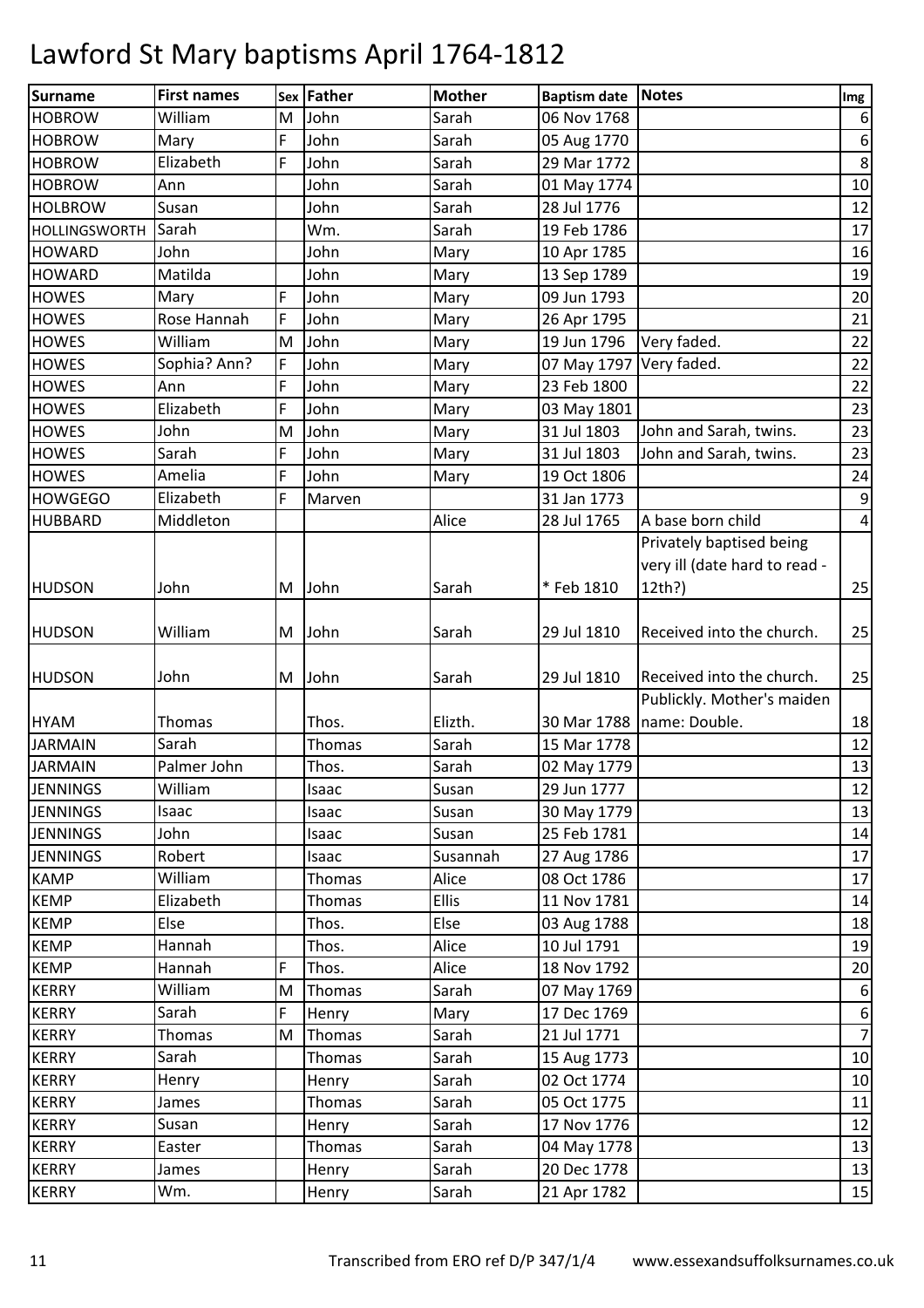# Lawford St Mary baptisms April 1764-1812

| Surname | First names | Sex | Father | Mother | Baptism date | Notes | Img |
|---|---|---|---|---|---|---|---|
| HOBROW | William | M | John | Sarah | 06 Nov 1768 | | 6 |
| HOBROW | Mary | F | John | Sarah | 05 Aug 1770 | | 6 |
| HOBROW | Elizabeth | F | John | Sarah | 29 Mar 1772 | | 8 |
| HOBROW | Ann | | John | Sarah | 01 May 1774 | | 10 |
| HOLBROW | Susan | | John | Sarah | 28 Jul 1776 | | 12 |
| HOLLINGSWORTH | Sarah | | Wm. | Sarah | 19 Feb 1786 | | 17 |
| HOWARD | John | | John | Mary | 10 Apr 1785 | | 16 |
| HOWARD | Matilda | | John | Mary | 13 Sep 1789 | | 19 |
| HOWES | Mary | F | John | Mary | 09 Jun 1793 | | 20 |
| HOWES | Rose Hannah | F | John | Mary | 26 Apr 1795 | | 21 |
| HOWES | William | M | John | Mary | 19 Jun 1796 | Very faded. | 22 |
| HOWES | Sophia? Ann? | F | John | Mary | 07 May 1797 | Very faded. | 22 |
| HOWES | Ann | F | John | Mary | 23 Feb 1800 | | 22 |
| HOWES | Elizabeth | F | John | Mary | 03 May 1801 | | 23 |
| HOWES | John | M | John | Mary | 31 Jul 1803 | John and Sarah, twins. | 23 |
| HOWES | Sarah | F | John | Mary | 31 Jul 1803 | John and Sarah, twins. | 23 |
| HOWES | Amelia | F | John | Mary | 19 Oct 1806 | | 24 |
| HOWGEGO | Elizabeth | F | Marven | | 31 Jan 1773 | | 9 |
| HUBBARD | Middleton | | | Alice | 28 Jul 1765 | A base born child | 4 |
| HUDSON | John | M | John | Sarah | * Feb 1810 | Privately baptised being very ill (date hard to read - 12th?) | 25 |
| HUDSON | William | M | John | Sarah | 29 Jul 1810 | Received into the church. | 25 |
| HUDSON | John | M | John | Sarah | 29 Jul 1810 | Received into the church. | 25 |
| HYAM | Thomas | | Thos. | Elizth. | 30 Mar 1788 | Publickly. Mother's maiden name: Double. | 18 |
| JARMAIN | Sarah | | Thomas | Sarah | 15 Mar 1778 | | 12 |
| JARMAIN | Palmer John | | Thos. | Sarah | 02 May 1779 | | 13 |
| JENNINGS | William | | Isaac | Susan | 29 Jun 1777 | | 12 |
| JENNINGS | Isaac | | Isaac | Susan | 30 May 1779 | | 13 |
| JENNINGS | John | | Isaac | Susan | 25 Feb 1781 | | 14 |
| JENNINGS | Robert | | Isaac | Susannah | 27 Aug 1786 | | 17 |
| KAMP | William | | Thomas | Alice | 08 Oct 1786 | | 17 |
| KEMP | Elizabeth | | Thomas | Ellis | 11 Nov 1781 | | 14 |
| KEMP | Else | | Thos. | Else | 03 Aug 1788 | | 18 |
| KEMP | Hannah | | Thos. | Alice | 10 Jul 1791 | | 19 |
| KEMP | Hannah | F | Thos. | Alice | 18 Nov 1792 | | 20 |
| KERRY | William | M | Thomas | Sarah | 07 May 1769 | | 6 |
| KERRY | Sarah | F | Henry | Mary | 17 Dec 1769 | | 6 |
| KERRY | Thomas | M | Thomas | Sarah | 21 Jul 1771 | | 7 |
| KERRY | Sarah | | Thomas | Sarah | 15 Aug 1773 | | 10 |
| KERRY | Henry | | Henry | Sarah | 02 Oct 1774 | | 10 |
| KERRY | James | | Thomas | Sarah | 05 Oct 1775 | | 11 |
| KERRY | Susan | | Henry | Sarah | 17 Nov 1776 | | 12 |
| KERRY | Easter | | Thomas | Sarah | 04 May 1778 | | 13 |
| KERRY | James | | Henry | Sarah | 20 Dec 1778 | | 13 |
| KERRY | Wm. | | Henry | Sarah | 21 Apr 1782 | | 15 |

Transcribed from ERO ref D/P 347/1/4 www.essexandsuffolksurnames.co.uk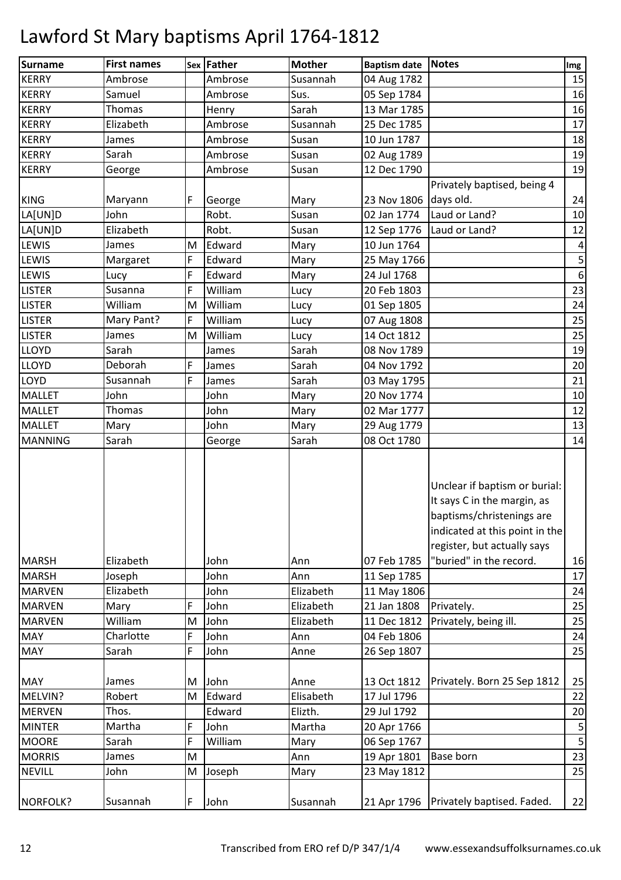# Lawford St Mary baptisms April 1764-1812

| Surname | First names | Sex | Father | Mother | Baptism date | Notes | Img |
|---|---|---|---|---|---|---|---|
| KERRY | Ambrose | | Ambrose | Susannah | 04 Aug 1782 | | 15 |
| KERRY | Samuel | | Ambrose | Sus. | 05 Sep 1784 | | 16 |
| KERRY | Thomas | | Henry | Sarah | 13 Mar 1785 | | 16 |
| KERRY | Elizabeth | | Ambrose | Susannah | 25 Dec 1785 | | 17 |
| KERRY | James | | Ambrose | Susan | 10 Jun 1787 | | 18 |
| KERRY | Sarah | | Ambrose | Susan | 02 Aug 1789 | | 19 |
| KERRY | George | | Ambrose | Susan | 12 Dec 1790 | | 19 |
| KING | Maryann | F | George | Mary | 23 Nov 1806 | Privately baptised, being 4 days old. | 24 |
| LA[UN]D | John | | Robt. | Susan | 02 Jan 1774 | Laud or Land? | 10 |
| LA[UN]D | Elizabeth | | Robt. | Susan | 12 Sep 1776 | Laud or Land? | 12 |
| LEWIS | James | M | Edward | Mary | 10 Jun 1764 | | 4 |
| LEWIS | Margaret | F | Edward | Mary | 25 May 1766 | | 5 |
| LEWIS | Lucy | F | Edward | Mary | 24 Jul 1768 | | 6 |
| LISTER | Susanna | F | William | Lucy | 20 Feb 1803 | | 23 |
| LISTER | William | M | William | Lucy | 01 Sep 1805 | | 24 |
| LISTER | Mary Pant? | F | William | Lucy | 07 Aug 1808 | | 25 |
| LISTER | James | M | William | Lucy | 14 Oct 1812 | | 25 |
| LLOYD | Sarah | | James | Sarah | 08 Nov 1789 | | 19 |
| LLOYD | Deborah | F | James | Sarah | 04 Nov 1792 | | 20 |
| LOYD | Susannah | F | James | Sarah | 03 May 1795 | | 21 |
| MALLET | John | | John | Mary | 20 Nov 1774 | | 10 |
| MALLET | Thomas | | John | Mary | 02 Mar 1777 | | 12 |
| MALLET | Mary | | John | Mary | 29 Aug 1779 | | 13 |
| MANNING | Sarah | | George | Sarah | 08 Oct 1780 | | 14 |
| MARSH | Elizabeth | | John | Ann | 07 Feb 1785 | Unclear if baptism or burial: It says C in the margin, as baptisms/christenings are indicated at this point in the register, but actually says "buried" in the record. | 16 |
| MARSH | Joseph | | John | Ann | 11 Sep 1785 | | 17 |
| MARVEN | Elizabeth | | John | Elizabeth | 11 May 1806 | | 24 |
| MARVEN | Mary | F | John | Elizabeth | 21 Jan 1808 | Privately. | 25 |
| MARVEN | William | M | John | Elizabeth | 11 Dec 1812 | Privately, being ill. | 25 |
| MAY | Charlotte | F | John | Ann | 04 Feb 1806 | | 24 |
| MAY | Sarah | F | John | Anne | 26 Sep 1807 | | 25 |
| MAY | James | M | John | Anne | 13 Oct 1812 | Privately. Born 25 Sep 1812 | 25 |
| MELVIN? | Robert | M | Edward | Elisabeth | 17 Jul 1796 | | 22 |
| MERVEN | Thos. | | Edward | Elizth. | 29 Jul 1792 | | 20 |
| MINTER | Martha | F | John | Martha | 20 Apr 1766 | | 5 |
| MOORE | Sarah | F | William | Mary | 06 Sep 1767 | | 5 |
| MORRIS | James | M | | Ann | 19 Apr 1801 | Base born | 23 |
| NEVILL | John | M | Joseph | Mary | 23 May 1812 | | 25 |
| NORFOLK? | Susannah | F | John | Susannah | 21 Apr 1796 | Privately baptised. Faded. | 22 |

Transcribed from ERO ref D/P 347/1/4 www.essexandsuffolksurnames.co.uk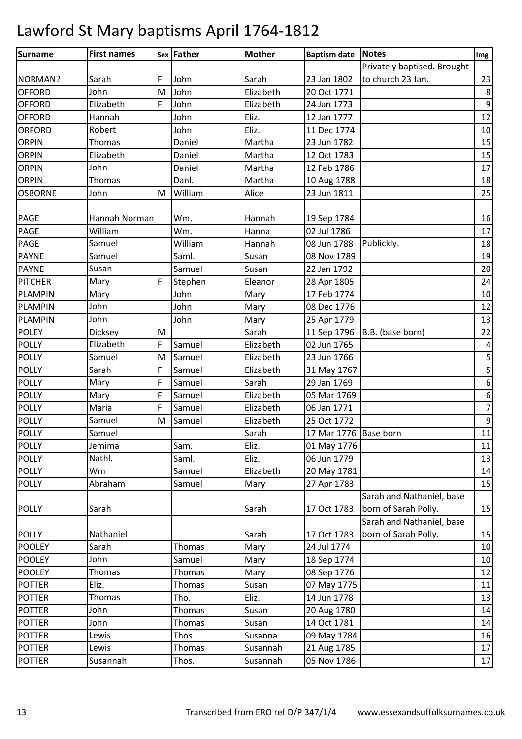# Lawford St Mary baptisms April 1764-1812

| Surname | First names | Sex | Father | Mother | Baptism date | Notes | Img |
|---|---|---|---|---|---|---|---|
| NORMAN? | Sarah | F | John | Sarah | 23 Jan 1802 | Privately baptised. Brought to church 23 Jan. | 23 |
| OFFORD | John | M | John | Elizabeth | 20 Oct 1771 | | 8 |
| OFFORD | Elizabeth | F | John | Elizabeth | 24 Jan 1773 | | 9 |
| OFFORD | Hannah | | John | Eliz. | 12 Jan 1777 | | 12 |
| ORFORD | Robert | | John | Eliz. | 11 Dec 1774 | | 10 |
| ORPIN | Thomas | | Daniel | Martha | 23 Jun 1782 | | 15 |
| ORPIN | Elizabeth | | Daniel | Martha | 12 Oct 1783 | | 15 |
| ORPIN | John | | Daniel | Martha | 12 Feb 1786 | | 17 |
| ORPIN | Thomas | | Danl. | Martha | 10 Aug 1788 | | 18 |
| OSBORNE | John | M | William | Alice | 23 Jun 1811 | | 25 |
| PAGE | Hannah Norman | | Wm. | Hannah | 19 Sep 1784 | | 16 |
| PAGE | William | | Wm. | Hanna | 02 Jul 1786 | | 17 |
| PAGE | Samuel | | William | Hannah | 08 Jun 1788 | Publickly. | 18 |
| PAYNE | Samuel | | Saml. | Susan | 08 Nov 1789 | | 19 |
| PAYNE | Susan | | Samuel | Susan | 22 Jan 1792 | | 20 |
| PITCHER | Mary | F | Stephen | Eleanor | 28 Apr 1805 | | 24 |
| PLAMPIN | Mary | | John | Mary | 17 Feb 1774 | | 10 |
| PLAMPIN | John | | John | Mary | 08 Dec 1776 | | 12 |
| PLAMPIN | John | | John | Mary | 25 Apr 1779 | | 13 |
| POLEY | Dicksey | M | | Sarah | 11 Sep 1796 | B.B. (base born) | 22 |
| POLLY | Elizabeth | F | Samuel | Elizabeth | 02 Jun 1765 | | 4 |
| POLLY | Samuel | M | Samuel | Elizabeth | 23 Jun 1766 | | 5 |
| POLLY | Sarah | F | Samuel | Elizabeth | 31 May 1767 | | 5 |
| POLLY | Mary | F | Samuel | Sarah | 29 Jan 1769 | | 6 |
| POLLY | Mary | F | Samuel | Elizabeth | 05 Mar 1769 | | 6 |
| POLLY | Maria | F | Samuel | Elizabeth | 06 Jan 1771 | | 7 |
| POLLY | Samuel | M | Samuel | Elizabeth | 25 Oct 1772 | | 9 |
| POLLY | Samuel | | | Sarah | 17 Mar 1776 | Base born | 11 |
| POLLY | Jemima | | Sam. | Eliz. | 01 May 1776 | | 11 |
| POLLY | Nathl. | | Saml. | Eliz. | 06 Jun 1779 | | 13 |
| POLLY | Wm | | Samuel | Elizabeth | 20 May 1781 | | 14 |
| POLLY | Abraham | | Samuel | Mary | 27 Apr 1783 | | 15 |
| POLLY | Sarah | | | Sarah | 17 Oct 1783 | Sarah and Nathaniel, base born of Sarah Polly. | 15 |
| POLLY | Nathaniel | | | Sarah | 17 Oct 1783 | Sarah and Nathaniel, base born of Sarah Polly. | 15 |
| POOLEY | Sarah | | Thomas | Mary | 24 Jul 1774 | | 10 |
| POOLEY | John | | Samuel | Mary | 18 Sep 1774 | | 10 |
| POOLEY | Thomas | | Thomas | Mary | 08 Sep 1776 | | 12 |
| POTTER | Eliz. | | Thomas | Susan | 07 May 1775 | | 11 |
| POTTER | Thomas | | Tho. | Eliz. | 14 Jun 1778 | | 13 |
| POTTER | John | | Thomas | Susan | 20 Aug 1780 | | 14 |
| POTTER | John | | Thomas | Susan | 14 Oct 1781 | | 14 |
| POTTER | Lewis | | Thos. | Susanna | 09 May 1784 | | 16 |
| POTTER | Lewis | | Thomas | Susannah | 21 Aug 1785 | | 17 |
| POTTER | Susannah | | Thos. | Susannah | 05 Nov 1786 | | 17 |

Transcribed from ERO ref D/P 347/1/4 www.essexandsuffolksurnames.co.uk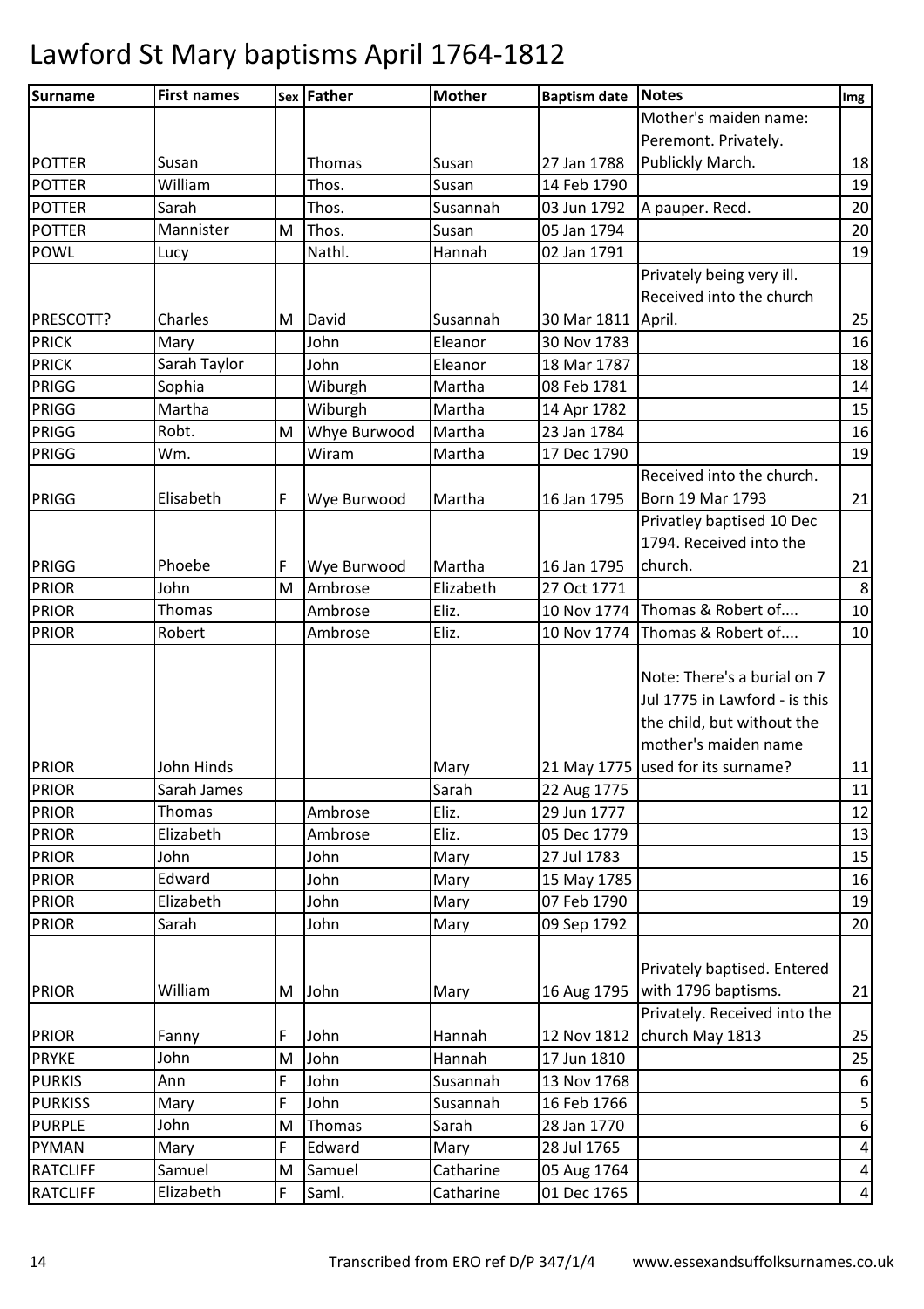# Lawford St Mary baptisms April 1764-1812

| Surname | First names | Sex | Father | Mother | Baptism date | Notes | Img |
|---|---|---|---|---|---|---|---|
| POTTER | Susan | | Thomas | Susan | 27 Jan 1788 | Mother's maiden name: Peremont. Privately. Publickly March. | 18 |
| POTTER | William | | Thos. | Susan | 14 Feb 1790 | | 19 |
| POTTER | Sarah | | Thos. | Susannah | 03 Jun 1792 | A pauper. Recd. | 20 |
| POTTER | Mannister | M | Thos. | Susan | 05 Jan 1794 | | 20 |
| POWL | Lucy | | Nathl. | Hannah | 02 Jan 1791 | | 19 |
| PRESCOTT? | Charles | M | David | Susannah | 30 Mar 1811 | Privately being very ill. Received into the church April. | 25 |
| PRICK | Mary | | John | Eleanor | 30 Nov 1783 | | 16 |
| PRICK | Sarah Taylor | | John | Eleanor | 18 Mar 1787 | | 18 |
| PRIGG | Sophia | | Wiburgh | Martha | 08 Feb 1781 | | 14 |
| PRIGG | Martha | | Wiburgh | Martha | 14 Apr 1782 | | 15 |
| PRIGG | Robt. | M | Whye Burwood | Martha | 23 Jan 1784 | | 16 |
| PRIGG | Wm. | | Wiram | Martha | 17 Dec 1790 | | 19 |
| PRIGG | Elisabeth | F | Wye Burwood | Martha | 16 Jan 1795 | Received into the church. Born 19 Mar 1793 | 21 |
| PRIGG | Phoebe | F | Wye Burwood | Martha | 16 Jan 1795 | Privatley baptised 10 Dec 1794. Received into the church. | 21 |
| PRIOR | John | M | Ambrose | Elizabeth | 27 Oct 1771 | | 8 |
| PRIOR | Thomas | | Ambrose | Eliz. | 10 Nov 1774 | Thomas & Robert of.... | 10 |
| PRIOR | Robert | | Ambrose | Eliz. | 10 Nov 1774 | Thomas & Robert of.... | 10 |
| PRIOR | John Hinds | | | Mary | 21 May 1775 | Note: There's a burial on 7 Jul 1775 in Lawford - is this the child, but without the mother's maiden name used for its surname? | 11 |
| PRIOR | Sarah James | | | Sarah | 22 Aug 1775 | | 11 |
| PRIOR | Thomas | | Ambrose | Eliz. | 29 Jun 1777 | | 12 |
| PRIOR | Elizabeth | | Ambrose | Eliz. | 05 Dec 1779 | | 13 |
| PRIOR | John | | John | Mary | 27 Jul 1783 | | 15 |
| PRIOR | Edward | | John | Mary | 15 May 1785 | | 16 |
| PRIOR | Elizabeth | | John | Mary | 07 Feb 1790 | | 19 |
| PRIOR | Sarah | | John | Mary | 09 Sep 1792 | | 20 |
| PRIOR | William | M | John | Mary | 16 Aug 1795 | Privately baptised. Entered with 1796 baptisms. | 21 |
| PRIOR | Fanny | F | John | Hannah | 12 Nov 1812 | Privately. Received into the church May 1813 | 25 |
| PRYKE | John | M | John | Hannah | 17 Jun 1810 | | 25 |
| PURKIS | Ann | F | John | Susannah | 13 Nov 1768 | | 6 |
| PURKISS | Mary | F | John | Susannah | 16 Feb 1766 | | 5 |
| PURPLE | John | M | Thomas | Sarah | 28 Jan 1770 | | 6 |
| PYMAN | Mary | F | Edward | Mary | 28 Jul 1765 | | 4 |
| RATCLIFF | Samuel | M | Samuel | Catharine | 05 Aug 1764 | | 4 |
| RATCLIFF | Elizabeth | F | Saml. | Catharine | 01 Dec 1765 | | 4 |

Transcribed from ERO ref D/P 347/1/4 www.essexandsuffolksurnames.co.uk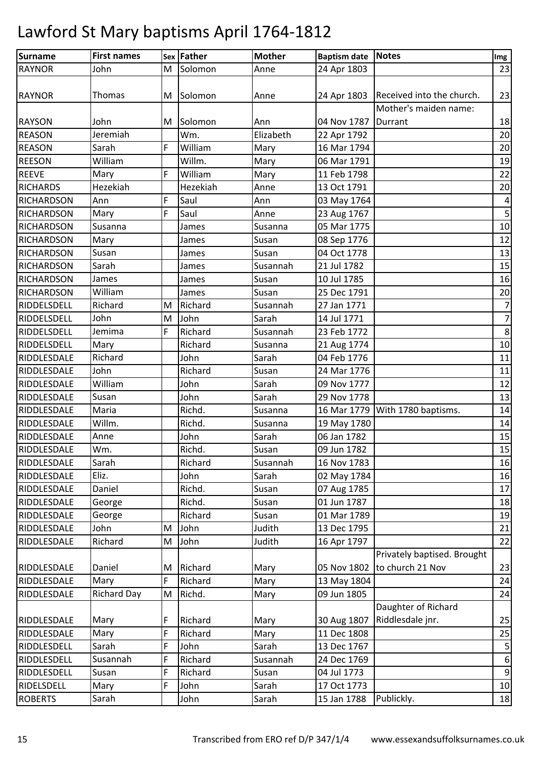# Lawford St Mary baptisms April 1764-1812

| Surname | First names | Sex | Father | Mother | Baptism date | Notes | Img |
|---|---|---|---|---|---|---|---|
| RAYNOR | John | M | Solomon | Anne | 24 Apr 1803 | | 23 |
| RAYNOR | Thomas | M | Solomon | Anne | 24 Apr 1803 | Received into the church. | 23 |
| RAYSON | John | M | Solomon | Ann | 04 Nov 1787 | Mother's maiden name: Durrant | 18 |
| REASON | Jeremiah | | Wm. | Elizabeth | 22 Apr 1792 | | 20 |
| REASON | Sarah | F | William | Mary | 16 Mar 1794 | | 20 |
| REESON | William | | Willm. | Mary | 06 Mar 1791 | | 19 |
| REEVE | Mary | F | William | Mary | 11 Feb 1798 | | 22 |
| RICHARDS | Hezekiah | | Hezekiah | Anne | 13 Oct 1791 | | 20 |
| RICHARDSON | Ann | F | Saul | Ann | 03 May 1764 | | 4 |
| RICHARDSON | Mary | F | Saul | Anne | 23 Aug 1767 | | 5 |
| RICHARDSON | Susanna | | James | Susanna | 05 Mar 1775 | | 10 |
| RICHARDSON | Mary | | James | Susan | 08 Sep 1776 | | 12 |
| RICHARDSON | Susan | | James | Susan | 04 Oct 1778 | | 13 |
| RICHARDSON | Sarah | | James | Susannah | 21 Jul 1782 | | 15 |
| RICHARDSON | James | | James | Susan | 10 Jul 1785 | | 16 |
| RICHARDSON | William | | James | Susan | 25 Dec 1791 | | 20 |
| RIDDELSDELL | Richard | M | Richard | Susannah | 27 Jan 1771 | | 7 |
| RIDDELSDELL | John | M | John | Sarah | 14 Jul 1771 | | 7 |
| RIDDELSDELL | Jemima | F | Richard | Susannah | 23 Feb 1772 | | 8 |
| RIDDELSDELL | Mary | | Richard | Susanna | 21 Aug 1774 | | 10 |
| RIDDLESDALE | Richard | | John | Sarah | 04 Feb 1776 | | 11 |
| RIDDLESDALE | John | | Richard | Susan | 24 Mar 1776 | | 11 |
| RIDDLESDALE | William | | John | Sarah | 09 Nov 1777 | | 12 |
| RIDDLESDALE | Susan | | John | Sarah | 29 Nov 1778 | | 13 |
| RIDDLESDALE | Maria | | Richd. | Susanna | 16 Mar 1779 | With 1780 baptisms. | 14 |
| RIDDLESDALE | Willm. | | Richd. | Susanna | 19 May 1780 | | 14 |
| RIDDLESDALE | Anne | | John | Sarah | 06 Jan 1782 | | 15 |
| RIDDLESDALE | Wm. | | Richd. | Susan | 09 Jun 1782 | | 15 |
| RIDDLESDALE | Sarah | | Richard | Susannah | 16 Nov 1783 | | 16 |
| RIDDLESDALE | Eliz. | | John | Sarah | 02 May 1784 | | 16 |
| RIDDLESDALE | Daniel | | Richd. | Susan | 07 Aug 1785 | | 17 |
| RIDDLESDALE | George | | Richd. | Susan | 01 Jun 1787 | | 18 |
| RIDDLESDALE | George | | Richard | Susan | 01 Mar 1789 | | 19 |
| RIDDLESDALE | John | M | John | Judith | 13 Dec 1795 | | 21 |
| RIDDLESDALE | Richard | M | John | Judith | 16 Apr 1797 | | 22 |
| RIDDLESDALE | Daniel | M | Richard | Mary | 05 Nov 1802 | Privately baptised. Brought to church 21 Nov | 23 |
| RIDDLESDALE | Mary | F | Richard | Mary | 13 May 1804 | | 24 |
| RIDDLESDALE | Richard Day | M | Richd. | Mary | 09 Jun 1805 | | 24 |
| RIDDLESDALE | Mary | F | Richard | Mary | 30 Aug 1807 | Daughter of Richard Riddlesdale jnr. | 25 |
| RIDDLESDALE | Mary | F | Richard | Mary | 11 Dec 1808 | | 25 |
| RIDDLESDELL | Sarah | F | John | Sarah | 13 Dec 1767 | | 5 |
| RIDDLESDELL | Susannah | F | Richard | Susannah | 24 Dec 1769 | | 6 |
| RIDDLESDELL | Susan | F | Richard | Susan | 04 Jul 1773 | | 9 |
| RIDELSDELL | Mary | F | John | Sarah | 17 Oct 1773 | | 10 |
| ROBERTS | Sarah | | John | Sarah | 15 Jan 1788 | Publickly. | 18 |

Transcribed from ERO ref D/P 347/1/4 www.essexandsuffolksurnames.co.uk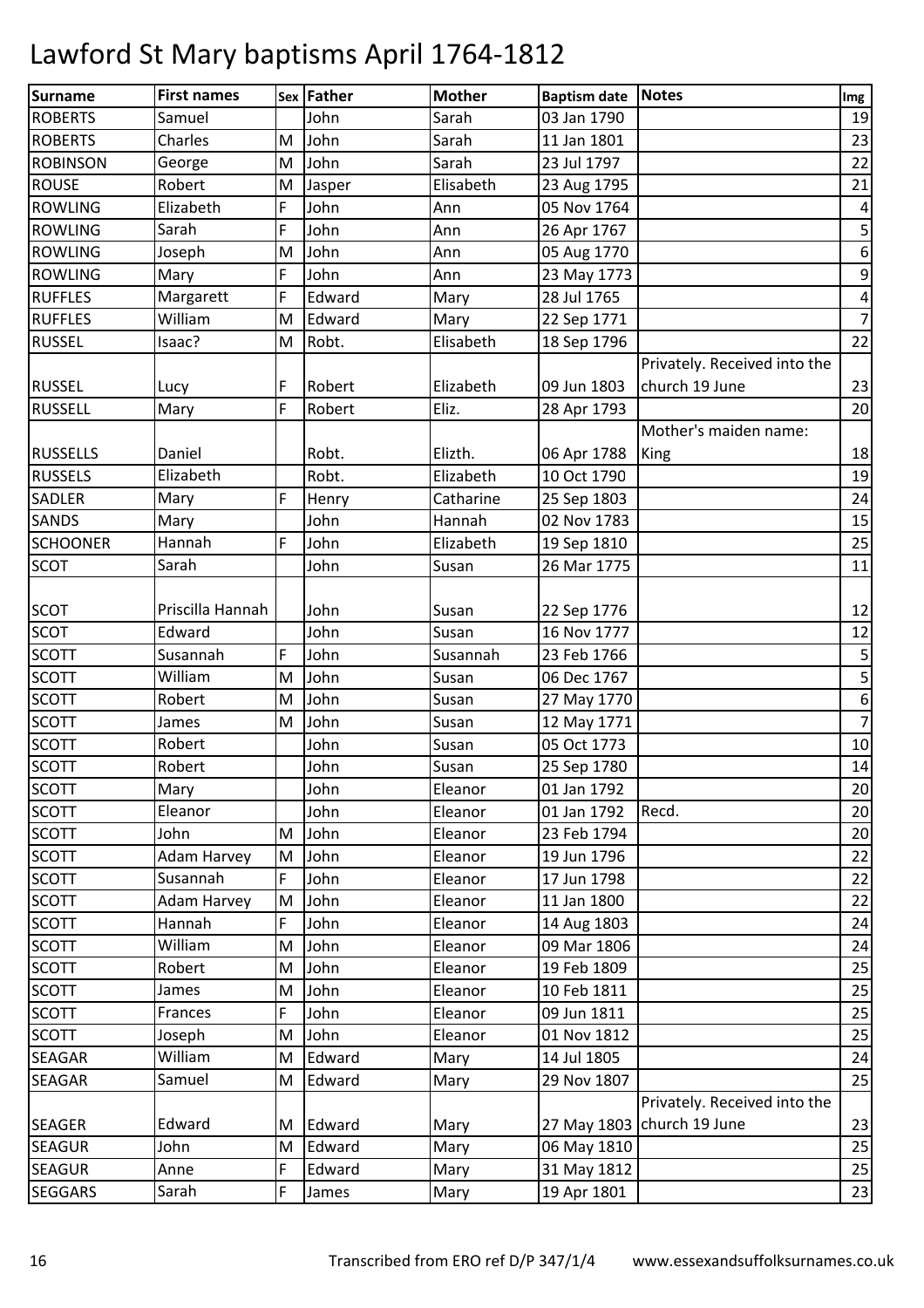# Lawford St Mary baptisms April 1764-1812

| Surname | First names | Sex | Father | Mother | Baptism date | Notes | Img |
|---|---|---|---|---|---|---|---|
| ROBERTS | Samuel | | John | Sarah | 03 Jan 1790 | | 19 |
| ROBERTS | Charles | M | John | Sarah | 11 Jan 1801 | | 23 |
| ROBINSON | George | M | John | Sarah | 23 Jul 1797 | | 22 |
| ROUSE | Robert | M | Jasper | Elisabeth | 23 Aug 1795 | | 21 |
| ROWLING | Elizabeth | F | John | Ann | 05 Nov 1764 | | 4 |
| ROWLING | Sarah | F | John | Ann | 26 Apr 1767 | | 5 |
| ROWLING | Joseph | M | John | Ann | 05 Aug 1770 | | 6 |
| ROWLING | Mary | F | John | Ann | 23 May 1773 | | 9 |
| RUFFLES | Margarett | F | Edward | Mary | 28 Jul 1765 | | 4 |
| RUFFLES | William | M | Edward | Mary | 22 Sep 1771 | | 7 |
| RUSSEL | Isaac? | M | Robt. | Elisabeth | 18 Sep 1796 | | 22 |
| RUSSEL | Lucy | F | Robert | Elizabeth | 09 Jun 1803 | Privately. Received into the church 19 June | 23 |
| RUSSELL | Mary | F | Robert | Eliz. | 28 Apr 1793 | | 20 |
| RUSSELLS | Daniel | | Robt. | Elizth. | 06 Apr 1788 | Mother's maiden name: King | 18 |
| RUSSELS | Elizabeth | | Robt. | Elizabeth | 10 Oct 1790 | | 19 |
| SADLER | Mary | F | Henry | Catharine | 25 Sep 1803 | | 24 |
| SANDS | Mary | | John | Hannah | 02 Nov 1783 | | 15 |
| SCHOONER | Hannah | F | John | Elizabeth | 19 Sep 1810 | | 25 |
| SCOT | Sarah | | John | Susan | 26 Mar 1775 | | 11 |
| SCOT | Priscilla Hannah | | John | Susan | 22 Sep 1776 | | 12 |
| SCOT | Edward | | John | Susan | 16 Nov 1777 | | 12 |
| SCOTT | Susannah | F | John | Susannah | 23 Feb 1766 | | 5 |
| SCOTT | William | M | John | Susan | 06 Dec 1767 | | 5 |
| SCOTT | Robert | M | John | Susan | 27 May 1770 | | 6 |
| SCOTT | James | M | John | Susan | 12 May 1771 | | 7 |
| SCOTT | Robert | | John | Susan | 05 Oct 1773 | | 10 |
| SCOTT | Robert | | John | Susan | 25 Sep 1780 | | 14 |
| SCOTT | Mary | | John | Eleanor | 01 Jan 1792 | | 20 |
| SCOTT | Eleanor | | John | Eleanor | 01 Jan 1792 | Recd. | 20 |
| SCOTT | John | M | John | Eleanor | 23 Feb 1794 | | 20 |
| SCOTT | Adam Harvey | M | John | Eleanor | 19 Jun 1796 | | 22 |
| SCOTT | Susannah | F | John | Eleanor | 17 Jun 1798 | | 22 |
| SCOTT | Adam Harvey | M | John | Eleanor | 11 Jan 1800 | | 22 |
| SCOTT | Hannah | F | John | Eleanor | 14 Aug 1803 | | 24 |
| SCOTT | William | M | John | Eleanor | 09 Mar 1806 | | 24 |
| SCOTT | Robert | M | John | Eleanor | 19 Feb 1809 | | 25 |
| SCOTT | James | M | John | Eleanor | 10 Feb 1811 | | 25 |
| SCOTT | Frances | F | John | Eleanor | 09 Jun 1811 | | 25 |
| SCOTT | Joseph | M | John | Eleanor | 01 Nov 1812 | | 25 |
| SEAGAR | William | M | Edward | Mary | 14 Jul 1805 | | 24 |
| SEAGAR | Samuel | M | Edward | Mary | 29 Nov 1807 | | 25 |
| SEAGER | Edward | M | Edward | Mary | 27 May 1803 | Privately. Received into the church 19 June | 23 |
| SEAGUR | John | M | Edward | Mary | 06 May 1810 | | 25 |
| SEAGUR | Anne | F | Edward | Mary | 31 May 1812 | | 25 |
| SEGGARS | Sarah | F | James | Mary | 19 Apr 1801 | | 23 |

Transcribed from ERO ref D/P 347/1/4 www.essexandsuffolksurnames.co.uk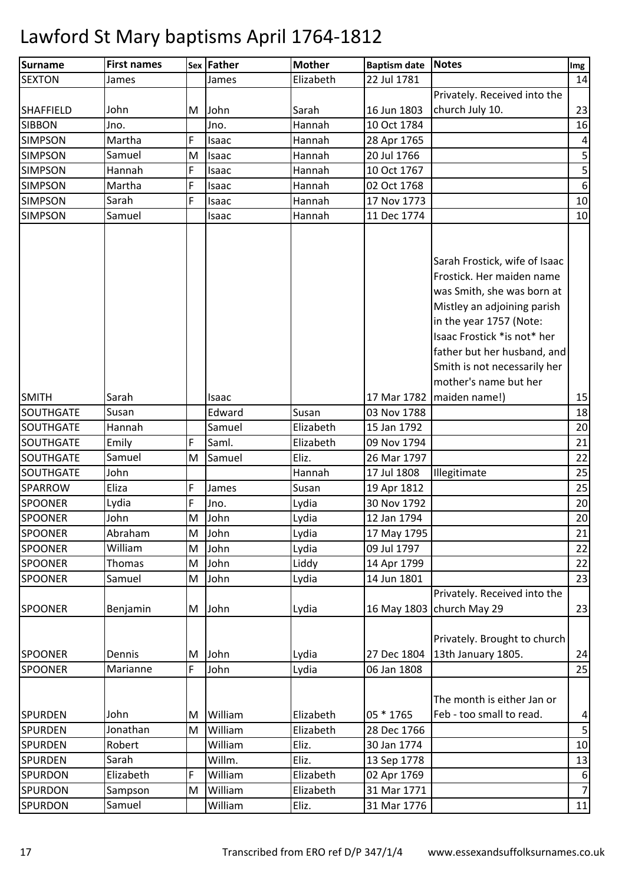# Lawford St Mary baptisms April 1764-1812

| Surname | First names | Sex | Father | Mother | Baptism date | Notes | Img |
|---|---|---|---|---|---|---|---|
| SEXTON | James | | James | Elizabeth | 22 Jul 1781 | | 14 |
| SHAFFIELD | John | M | John | Sarah | 16 Jun 1803 | Privately. Received into the church July 10. | 23 |
| SIBBON | Jno. | | Jno. | Hannah | 10 Oct 1784 | | 16 |
| SIMPSON | Martha | F | Isaac | Hannah | 28 Apr 1765 | | 4 |
| SIMPSON | Samuel | M | Isaac | Hannah | 20 Jul 1766 | | 5 |
| SIMPSON | Hannah | F | Isaac | Hannah | 10 Oct 1767 | | 5 |
| SIMPSON | Martha | F | Isaac | Hannah | 02 Oct 1768 | | 6 |
| SIMPSON | Sarah | F | Isaac | Hannah | 17 Nov 1773 | | 10 |
| SIMPSON | Samuel | | Isaac | Hannah | 11 Dec 1774 | | 10 |
| SMITH | Sarah | | Isaac | | 17 Mar 1782 | Sarah Frostick, wife of Isaac Frostick. Her maiden name was Smith, she was born at Mistley an adjoining parish in the year 1757 (Note: Isaac Frostick *is not* her father but her husband, and Smith is not necessarily her mother's name but her maiden name!) | 15 |
| SOUTHGATE | Susan | | Edward | Susan | 03 Nov 1788 | | 18 |
| SOUTHGATE | Hannah | | Samuel | Elizabeth | 15 Jan 1792 | | 20 |
| SOUTHGATE | Emily | F | Saml. | Elizabeth | 09 Nov 1794 | | 21 |
| SOUTHGATE | Samuel | M | Samuel | Eliz. | 26 Mar 1797 | | 22 |
| SOUTHGATE | John | | | Hannah | 17 Jul 1808 | Illegitimate | 25 |
| SPARROW | Eliza | F | James | Susan | 19 Apr 1812 | | 25 |
| SPOONER | Lydia | F | Jno. | Lydia | 30 Nov 1792 | | 20 |
| SPOONER | John | M | John | Lydia | 12 Jan 1794 | | 20 |
| SPOONER | Abraham | M | John | Lydia | 17 May 1795 | | 21 |
| SPOONER | William | M | John | Lydia | 09 Jul 1797 | | 22 |
| SPOONER | Thomas | M | John | Liddy | 14 Apr 1799 | | 22 |
| SPOONER | Samuel | M | John | Lydia | 14 Jun 1801 | | 23 |
| SPOONER | Benjamin | M | John | Lydia | 16 May 1803 | Privately. Received into the church May 29 | 23 |
| SPOONER | Dennis | M | John | Lydia | 27 Dec 1804 | Privately. Brought to church 13th January 1805. | 24 |
| SPOONER | Marianne | F | John | Lydia | 06 Jan 1808 | | 25 |
| SPURDEN | John | M | William | Elizabeth | 05 * 1765 | The month is either Jan or Feb - too small to read. | 4 |
| SPURDEN | Jonathan | M | William | Elizabeth | 28 Dec 1766 | | 5 |
| SPURDEN | Robert | | William | Eliz. | 30 Jan 1774 | | 10 |
| SPURDEN | Sarah | | Willm. | Eliz. | 13 Sep 1778 | | 13 |
| SPURDON | Elizabeth | F | William | Elizabeth | 02 Apr 1769 | | 6 |
| SPURDON | Sampson | M | William | Elizabeth | 31 Mar 1771 | | 7 |
| SPURDON | Samuel | | William | Eliz. | 31 Mar 1776 | | 11 |

Transcribed from ERO ref D/P 347/1/4 www.essexandsuffolksurnames.co.uk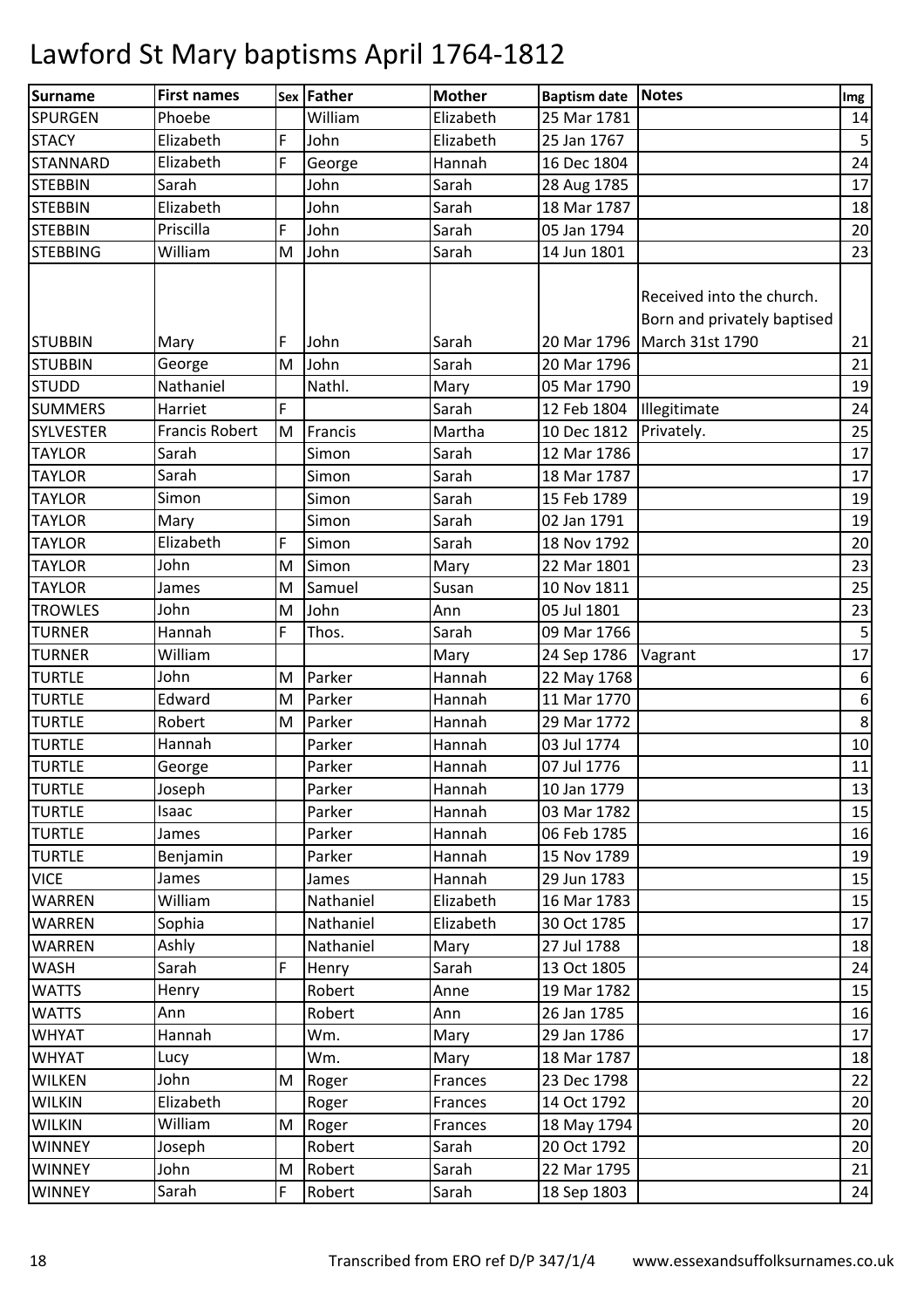# Lawford St Mary baptisms April 1764-1812

| Surname | First names | Sex | Father | Mother | Baptism date | Notes | Img |
|---|---|---|---|---|---|---|---|
| SPURGEN | Phoebe | | William | Elizabeth | 25 Mar 1781 | | 14 |
| STACY | Elizabeth | F | John | Elizabeth | 25 Jan 1767 | | 5 |
| STANNARD | Elizabeth | F | George | Hannah | 16 Dec 1804 | | 24 |
| STEBBIN | Sarah | | John | Sarah | 28 Aug 1785 | | 17 |
| STEBBIN | Elizabeth | | John | Sarah | 18 Mar 1787 | | 18 |
| STEBBIN | Priscilla | F | John | Sarah | 05 Jan 1794 | | 20 |
| STEBBING | William | M | John | Sarah | 14 Jun 1801 | | 23 |
| STUBBIN | Mary | F | John | Sarah | 20 Mar 1796 | Received into the church. Born and privately baptised March 31st 1790 | 21 |
| STUBBIN | George | M | John | Sarah | 20 Mar 1796 | | 21 |
| STUDD | Nathaniel | | Nathl. | Mary | 05 Mar 1790 | | 19 |
| SUMMERS | Harriet | F | | Sarah | 12 Feb 1804 | Illegitimate | 24 |
| SYLVESTER | Francis Robert | M | Francis | Martha | 10 Dec 1812 | Privately. | 25 |
| TAYLOR | Sarah | | Simon | Sarah | 12 Mar 1786 | | 17 |
| TAYLOR | Sarah | | Simon | Sarah | 18 Mar 1787 | | 17 |
| TAYLOR | Simon | | Simon | Sarah | 15 Feb 1789 | | 19 |
| TAYLOR | Mary | | Simon | Sarah | 02 Jan 1791 | | 19 |
| TAYLOR | Elizabeth | F | Simon | Sarah | 18 Nov 1792 | | 20 |
| TAYLOR | John | M | Simon | Mary | 22 Mar 1801 | | 23 |
| TAYLOR | James | M | Samuel | Susan | 10 Nov 1811 | | 25 |
| TROWLES | John | M | John | Ann | 05 Jul 1801 | | 23 |
| TURNER | Hannah | F | Thos. | Sarah | 09 Mar 1766 | | 5 |
| TURNER | William | | | Mary | 24 Sep 1786 | Vagrant | 17 |
| TURTLE | John | M | Parker | Hannah | 22 May 1768 | | 6 |
| TURTLE | Edward | M | Parker | Hannah | 11 Mar 1770 | | 6 |
| TURTLE | Robert | M | Parker | Hannah | 29 Mar 1772 | | 8 |
| TURTLE | Hannah | | Parker | Hannah | 03 Jul 1774 | | 10 |
| TURTLE | George | | Parker | Hannah | 07 Jul 1776 | | 11 |
| TURTLE | Joseph | | Parker | Hannah | 10 Jan 1779 | | 13 |
| TURTLE | Isaac | | Parker | Hannah | 03 Mar 1782 | | 15 |
| TURTLE | James | | Parker | Hannah | 06 Feb 1785 | | 16 |
| TURTLE | Benjamin | | Parker | Hannah | 15 Nov 1789 | | 19 |
| VICE | James | | James | Hannah | 29 Jun 1783 | | 15 |
| WARREN | William | | Nathaniel | Elizabeth | 16 Mar 1783 | | 15 |
| WARREN | Sophia | | Nathaniel | Elizabeth | 30 Oct 1785 | | 17 |
| WARREN | Ashly | | Nathaniel | Mary | 27 Jul 1788 | | 18 |
| WASH | Sarah | F | Henry | Sarah | 13 Oct 1805 | | 24 |
| WATTS | Henry | | Robert | Anne | 19 Mar 1782 | | 15 |
| WATTS | Ann | | Robert | Ann | 26 Jan 1785 | | 16 |
| WHYAT | Hannah | | Wm. | Mary | 29 Jan 1786 | | 17 |
| WHYAT | Lucy | | Wm. | Mary | 18 Mar 1787 | | 18 |
| WILKEN | John | M | Roger | Frances | 23 Dec 1798 | | 22 |
| WILKIN | Elizabeth | | Roger | Frances | 14 Oct 1792 | | 20 |
| WILKIN | William | M | Roger | Frances | 18 May 1794 | | 20 |
| WINNEY | Joseph | | Robert | Sarah | 20 Oct 1792 | | 20 |
| WINNEY | John | M | Robert | Sarah | 22 Mar 1795 | | 21 |
| WINNEY | Sarah | F | Robert | Sarah | 18 Sep 1803 | | 24 |

Transcribed from ERO ref D/P 347/1/4 www.essexandsuffolksurnames.co.uk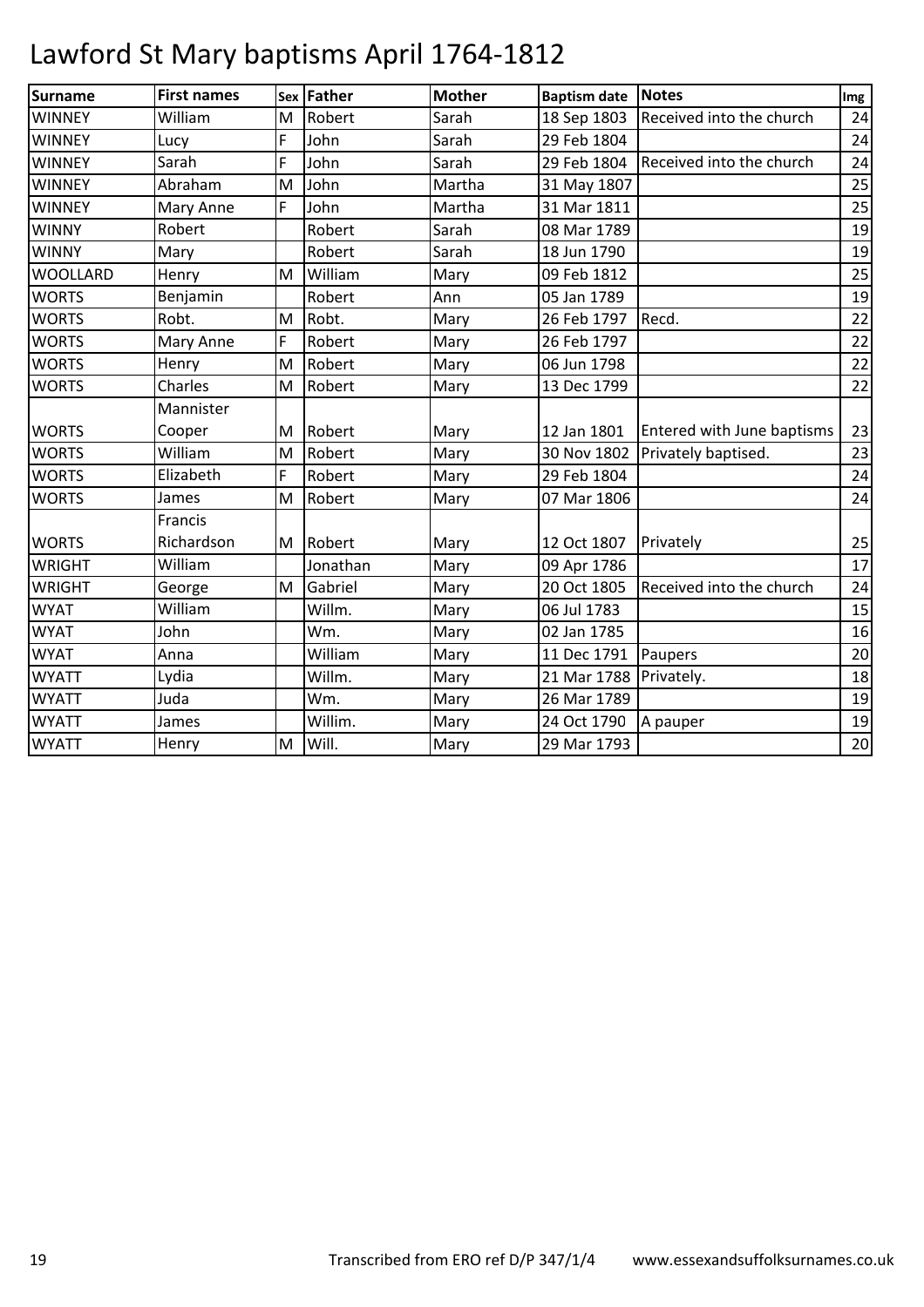# Lawford St Mary baptisms April 1764-1812

| Surname | First names | Sex | Father | Mother | Baptism date | Notes | Img |
|---|---|---|---|---|---|---|---|
| WINNEY | William | M | Robert | Sarah | 18 Sep 1803 | Received into the church | 24 |
| WINNEY | Lucy | F | John | Sarah | 29 Feb 1804 | | 24 |
| WINNEY | Sarah | F | John | Sarah | 29 Feb 1804 | Received into the church | 24 |
| WINNEY | Abraham | M | John | Martha | 31 May 1807 | | 25 |
| WINNEY | Mary Anne | F | John | Martha | 31 Mar 1811 | | 25 |
| WINNY | Robert | | Robert | Sarah | 08 Mar 1789 | | 19 |
| WINNY | Mary | | Robert | Sarah | 18 Jun 1790 | | 19 |
| WOOLLARD | Henry | M | William | Mary | 09 Feb 1812 | | 25 |
| WORTS | Benjamin | | Robert | Ann | 05 Jan 1789 | | 19 |
| WORTS | Robt. | M | Robt. | Mary | 26 Feb 1797 | Recd. | 22 |
| WORTS | Mary Anne | F | Robert | Mary | 26 Feb 1797 | | 22 |
| WORTS | Henry | M | Robert | Mary | 06 Jun 1798 | | 22 |
| WORTS | Charles | M | Robert | Mary | 13 Dec 1799 | | 22 |
| WORTS | Mannister Cooper | M | Robert | Mary | 12 Jan 1801 | Entered with June baptisms | 23 |
| WORTS | William | M | Robert | Mary | 30 Nov 1802 | Privately baptised. | 23 |
| WORTS | Elizabeth | F | Robert | Mary | 29 Feb 1804 | | 24 |
| WORTS | James | M | Robert | Mary | 07 Mar 1806 | | 24 |
| WORTS | Francis Richardson | M | Robert | Mary | 12 Oct 1807 | Privately | 25 |
| WRIGHT | William | | Jonathan | Mary | 09 Apr 1786 | | 17 |
| WRIGHT | George | M | Gabriel | Mary | 20 Oct 1805 | Received into the church | 24 |
| WYAT | William | | Willm. | Mary | 06 Jul 1783 | | 15 |
| WYAT | John | | Wm. | Mary | 02 Jan 1785 | | 16 |
| WYAT | Anna | | William | Mary | 11 Dec 1791 | Paupers | 20 |
| WYATT | Lydia | | Willm. | Mary | 21 Mar 1788 | Privately. | 18 |
| WYATT | Juda | | Wm. | Mary | 26 Mar 1789 | | 19 |
| WYATT | James | | Willim. | Mary | 24 Oct 1790 | A pauper | 19 |
| WYATT | Henry | M | Will. | Mary | 29 Mar 1793 | | 20 |

Transcribed from ERO ref D/P 347/1/4 www.essexandsuffolksurnames.co.uk